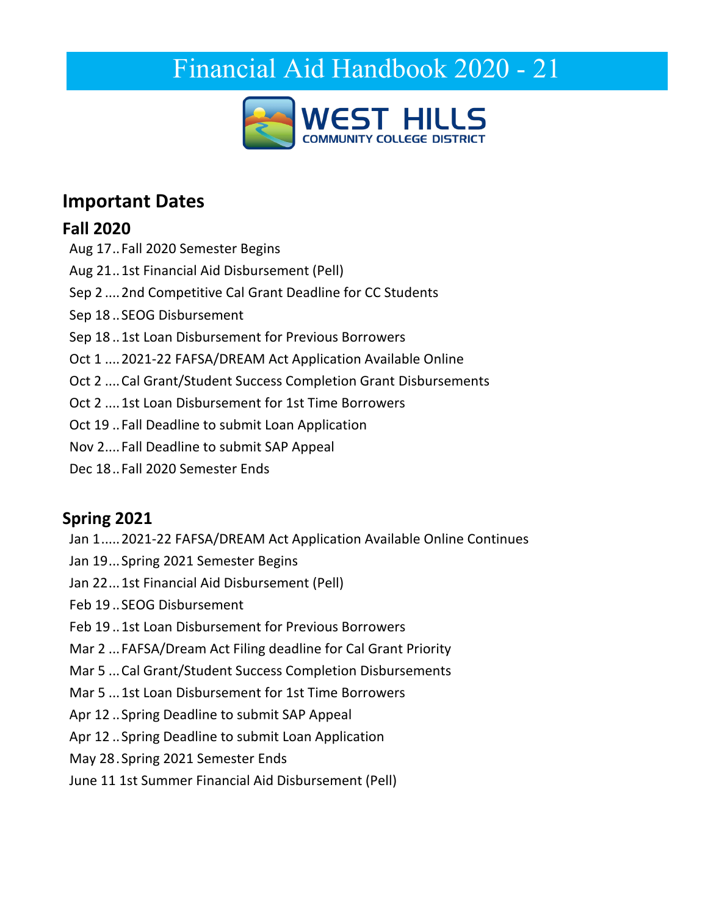# Financial Aid Handbook 2020 - 21

WEST HILLS
COMMUNITY COLLEGE DISTRICT

## Important Dates

### Fall 2020

Aug 17..Fall 2020 Semester Begins
Aug 21..1st Financial Aid Disbursement (Pell)
Sep 2 ....2nd Competitive Cal Grant Deadline for CC Students
Sep 18..SEOG Disbursement
Sep 18..1st Loan Disbursement for Previous Borrowers
Oct 1 ....2021-22 FAFSA/DREAM Act Application Available Online
Oct 2 ....Cal Grant/Student Success Completion Grant Disbursements
Oct 2 ....1st Loan Disbursement for 1st Time Borrowers
Oct 19 ..Fall Deadline to submit Loan Application
Nov 2....Fall Deadline to submit SAP Appeal
Dec 18..Fall 2020 Semester Ends

### Spring 2021

Jan 1.....2021-22 FAFSA/DREAM Act Application Available Online Continues
Jan 19...Spring 2021 Semester Begins
Jan 22...1st Financial Aid Disbursement (Pell)
Feb 19..SEOG Disbursement
Feb 19..1st Loan Disbursement for Previous Borrowers
Mar 2 ...FAFSA/Dream Act Filing deadline for Cal Grant Priority
Mar 5 ...Cal Grant/Student Success Completion Disbursements
Mar 5 ...1st Loan Disbursement for 1st Time Borrowers
Apr 12 ..Spring Deadline to submit SAP Appeal
Apr 12 ..Spring Deadline to submit Loan Application
May 28.Spring 2021 Semester Ends
June 11 1st Summer Financial Aid Disbursement (Pell)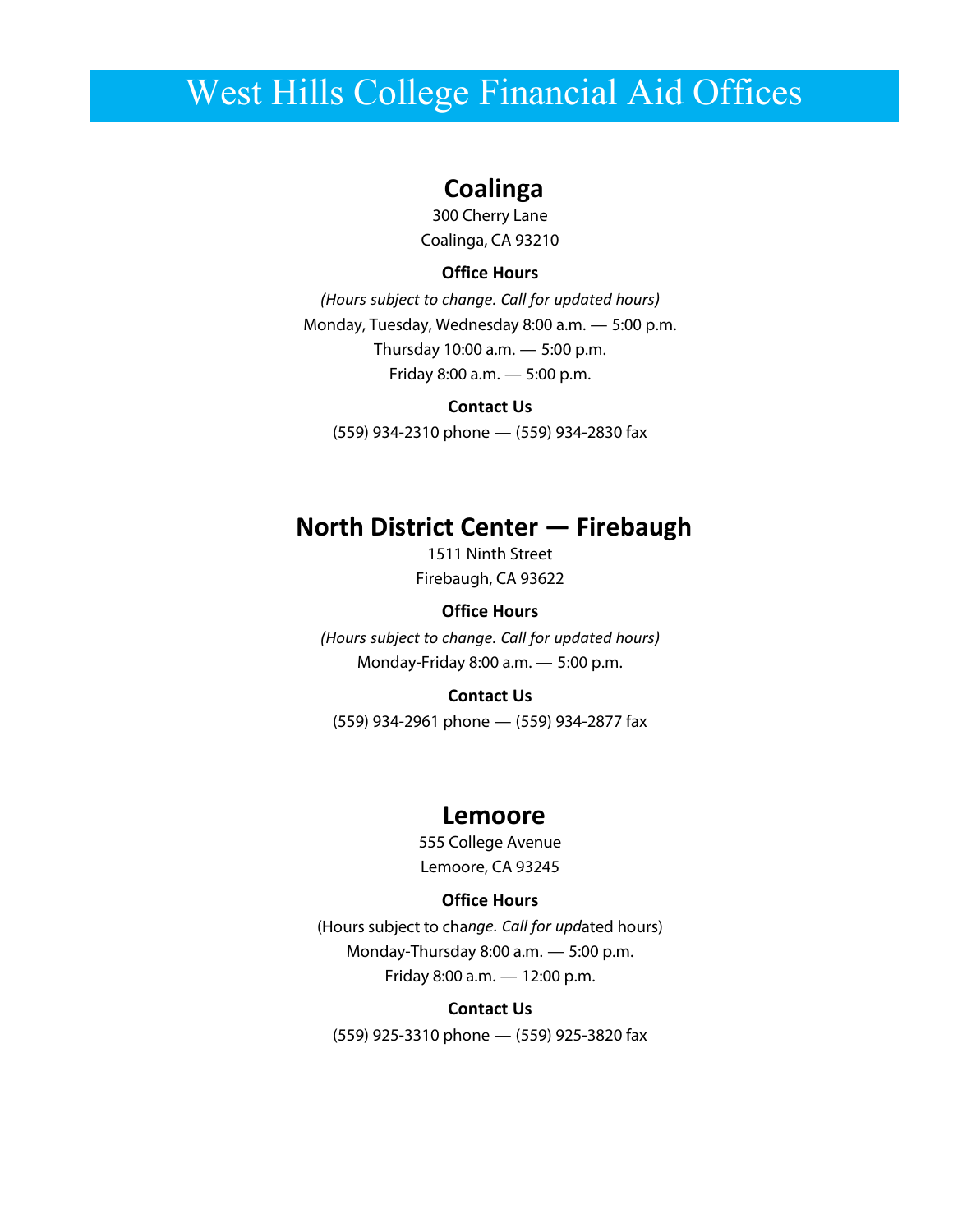# West Hills College Financial Aid Offices

## Coalinga

300 Cherry Lane
Coalinga, CA 93210

**Office Hours**

*(Hours subject to change. Call for updated hours)*

Monday, Tuesday, Wednesday 8:00 a.m. — 5:00 p.m.

Thursday 10:00 a.m. — 5:00 p.m.

Friday 8:00 a.m. — 5:00 p.m.

**Contact Us**

(559) 934-2310 phone — (559) 934-2830 fax

## North District Center — Firebaugh

1511 Ninth Street
Firebaugh, CA 93622

**Office Hours**

*(Hours subject to change. Call for updated hours)*

Monday-Friday 8:00 a.m. — 5:00 p.m.

**Contact Us**

(559) 934-2961 phone — (559) 934-2877 fax

## Lemoore

555 College Avenue
Lemoore, CA 93245

**Office Hours**

(Hours subject to change. Call for updated hours)

Monday-Thursday 8:00 a.m. — 5:00 p.m.

Friday 8:00 a.m. — 12:00 p.m.

**Contact Us**

(559) 925-3310 phone — (559) 925-3820 fax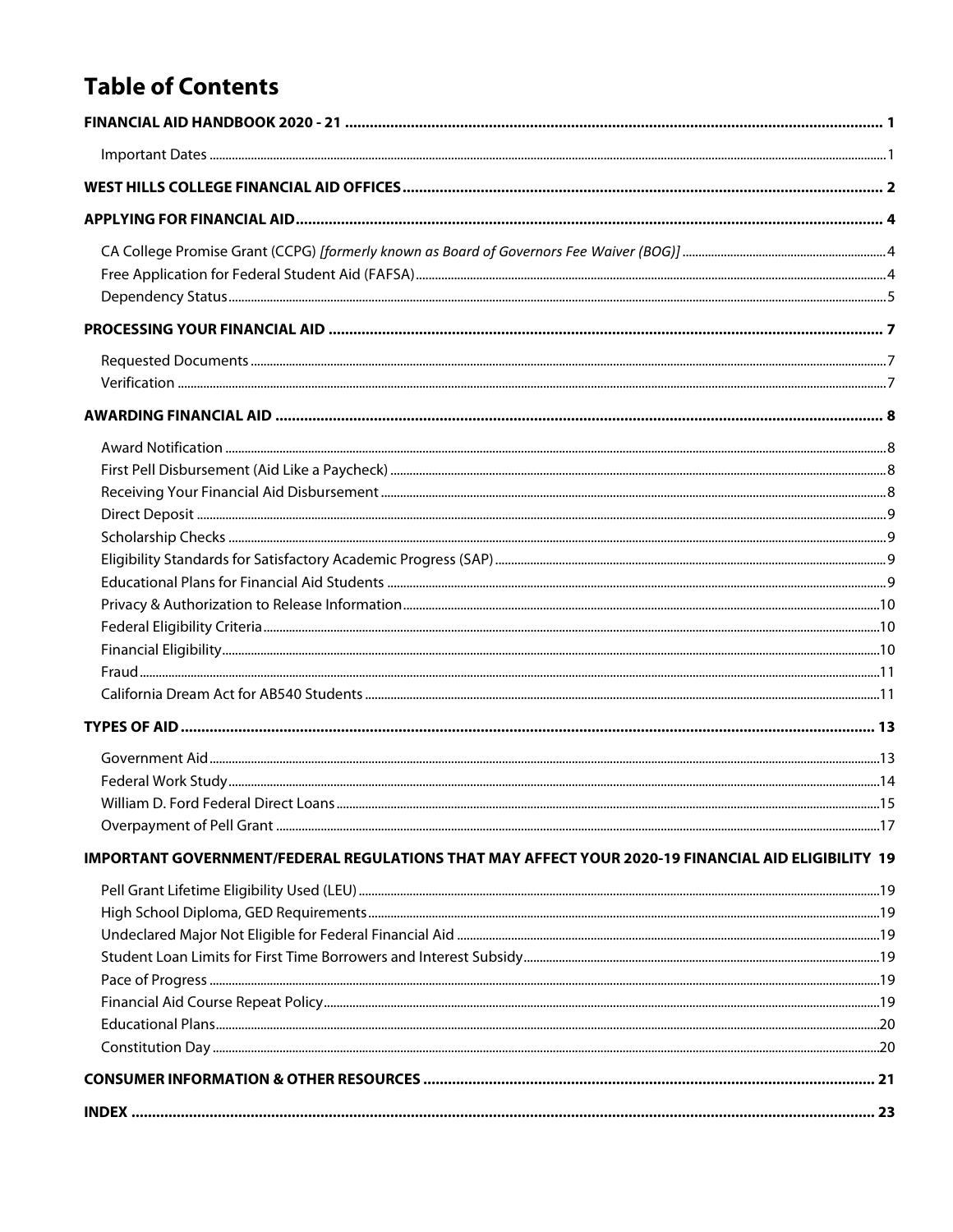# Table of Contents

**FINANCIAL AID HANDBOOK 2020 - 21** ........ 1

- Important Dates ........ 1

**WEST HILLS COLLEGE FINANCIAL AID OFFICES** ........ 2

**APPLYING FOR FINANCIAL AID** ........ 4

- CA College Promise Grant (CCPG) *[formerly known as Board of Governors Fee Waiver (BOG)]* ........ 4
- Free Application for Federal Student Aid (FAFSA) ........ 4
- Dependency Status ........ 5

**PROCESSING YOUR FINANCIAL AID** ........ 7

- Requested Documents ........ 7
- Verification ........ 7

**AWARDING FINANCIAL AID** ........ 8

- Award Notification ........ 8
- First Pell Disbursement (Aid Like a Paycheck) ........ 8
- Receiving Your Financial Aid Disbursement ........ 8
- Direct Deposit ........ 9
- Scholarship Checks ........ 9
- Eligibility Standards for Satisfactory Academic Progress (SAP) ........ 9
- Educational Plans for Financial Aid Students ........ 9
- Privacy & Authorization to Release Information ........ 10
- Federal Eligibility Criteria ........ 10
- Financial Eligibility ........ 10
- Fraud ........ 11
- California Dream Act for AB540 Students ........ 11

**TYPES OF AID** ........ 13

- Government Aid ........ 13
- Federal Work Study ........ 14
- William D. Ford Federal Direct Loans ........ 15
- Overpayment of Pell Grant ........ 17

**IMPORTANT GOVERNMENT/FEDERAL REGULATIONS THAT MAY AFFECT YOUR 2020-19 FINANCIAL AID ELIGIBILITY** 19

- Pell Grant Lifetime Eligibility Used (LEU) ........ 19
- High School Diploma, GED Requirements ........ 19
- Undeclared Major Not Eligible for Federal Financial Aid ........ 19
- Student Loan Limits for First Time Borrowers and Interest Subsidy ........ 19
- Pace of Progress ........ 19
- Financial Aid Course Repeat Policy ........ 19
- Educational Plans ........ 20
- Constitution Day ........ 20

**CONSUMER INFORMATION & OTHER RESOURCES** ........ 21

**INDEX** ........ 23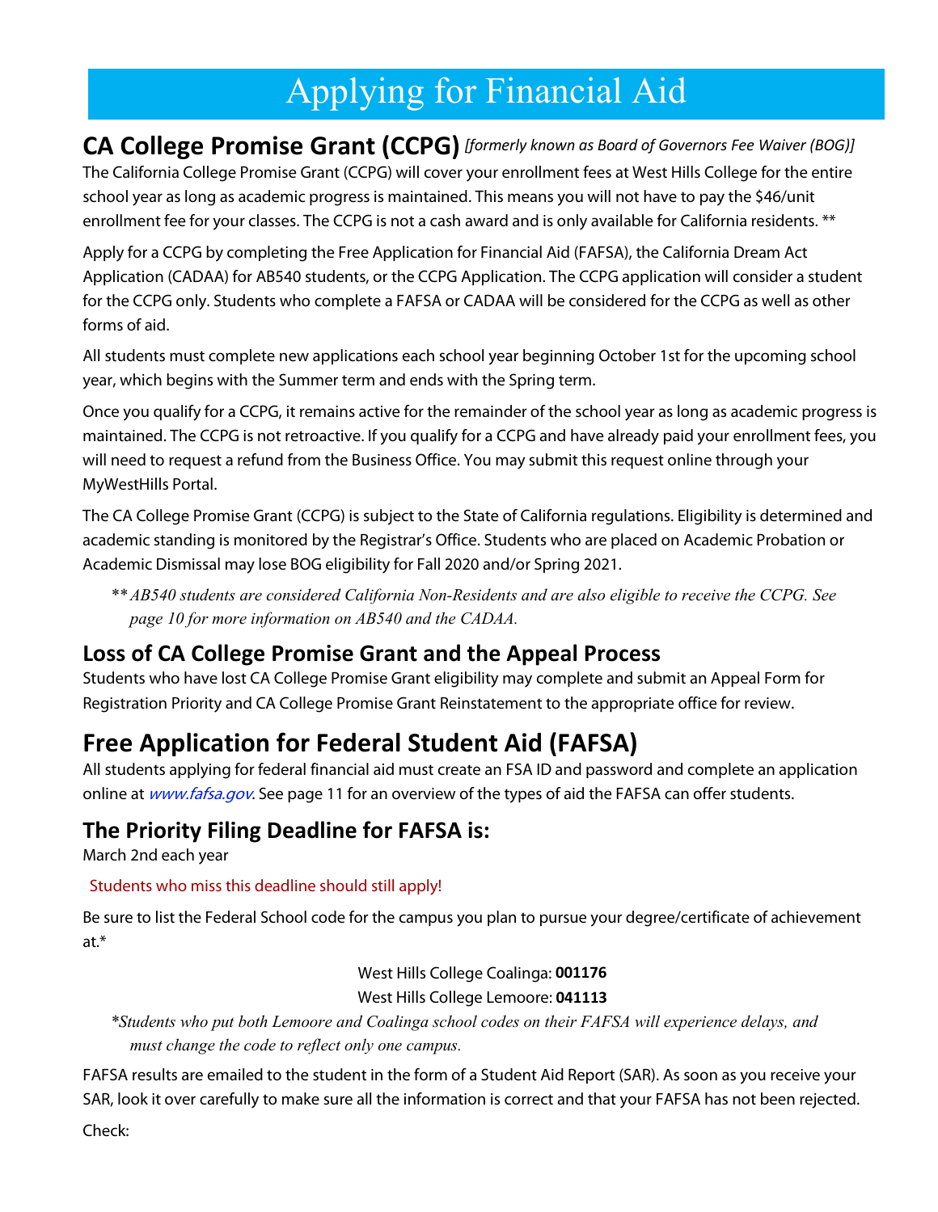# Applying for Financial Aid

## CA College Promise Grant (CCPG) *[formerly known as Board of Governors Fee Waiver (BOG)]*

The California College Promise Grant (CCPG) will cover your enrollment fees at West Hills College for the entire school year as long as academic progress is maintained. This means you will not have to pay the $46/unit enrollment fee for your classes. The CCPG is not a cash award and is only available for California residents. **

Apply for a CCPG by completing the Free Application for Financial Aid (FAFSA), the California Dream Act Application (CADAA) for AB540 students, or the CCPG Application. The CCPG application will consider a student for the CCPG only. Students who complete a FAFSA or CADAA will be considered for the CCPG as well as other forms of aid.

All students must complete new applications each school year beginning October 1st for the upcoming school year, which begins with the Summer term and ends with the Spring term.

Once you qualify for a CCPG, it remains active for the remainder of the school year as long as academic progress is maintained. The CCPG is not retroactive. If you qualify for a CCPG and have already paid your enrollment fees, you will need to request a refund from the Business Office. You may submit this request online through your MyWestHills Portal.

The CA College Promise Grant (CCPG) is subject to the State of California regulations. Eligibility is determined and academic standing is monitored by the Registrar's Office. Students who are placed on Academic Probation or Academic Dismissal may lose BOG eligibility for Fall 2020 and/or Spring 2021.

*** AB540 students are considered California Non-Residents and are also eligible to receive the CCPG. See page 10 for more information on AB540 and the CADAA.*

### Loss of CA College Promise Grant and the Appeal Process

Students who have lost CA College Promise Grant eligibility may complete and submit an Appeal Form for Registration Priority and CA College Promise Grant Reinstatement to the appropriate office for review.

## Free Application for Federal Student Aid (FAFSA)

All students applying for federal financial aid must create an FSA ID and password and complete an application online at *www.fafsa.gov*. See page 11 for an overview of the types of aid the FAFSA can offer students.

### The Priority Filing Deadline for FAFSA is:

March 2nd each year

Students who miss this deadline should still apply!

Be sure to list the Federal School code for the campus you plan to pursue your degree/certificate of achievement at.*

West Hills College Coalinga: **001176**
West Hills College Lemoore: **041113**

**Students who put both Lemoore and Coalinga school codes on their FAFSA will experience delays, and must change the code to reflect only one campus.*

FAFSA results are emailed to the student in the form of a Student Aid Report (SAR). As soon as you receive your SAR, look it over carefully to make sure all the information is correct and that your FAFSA has not been rejected.

Check: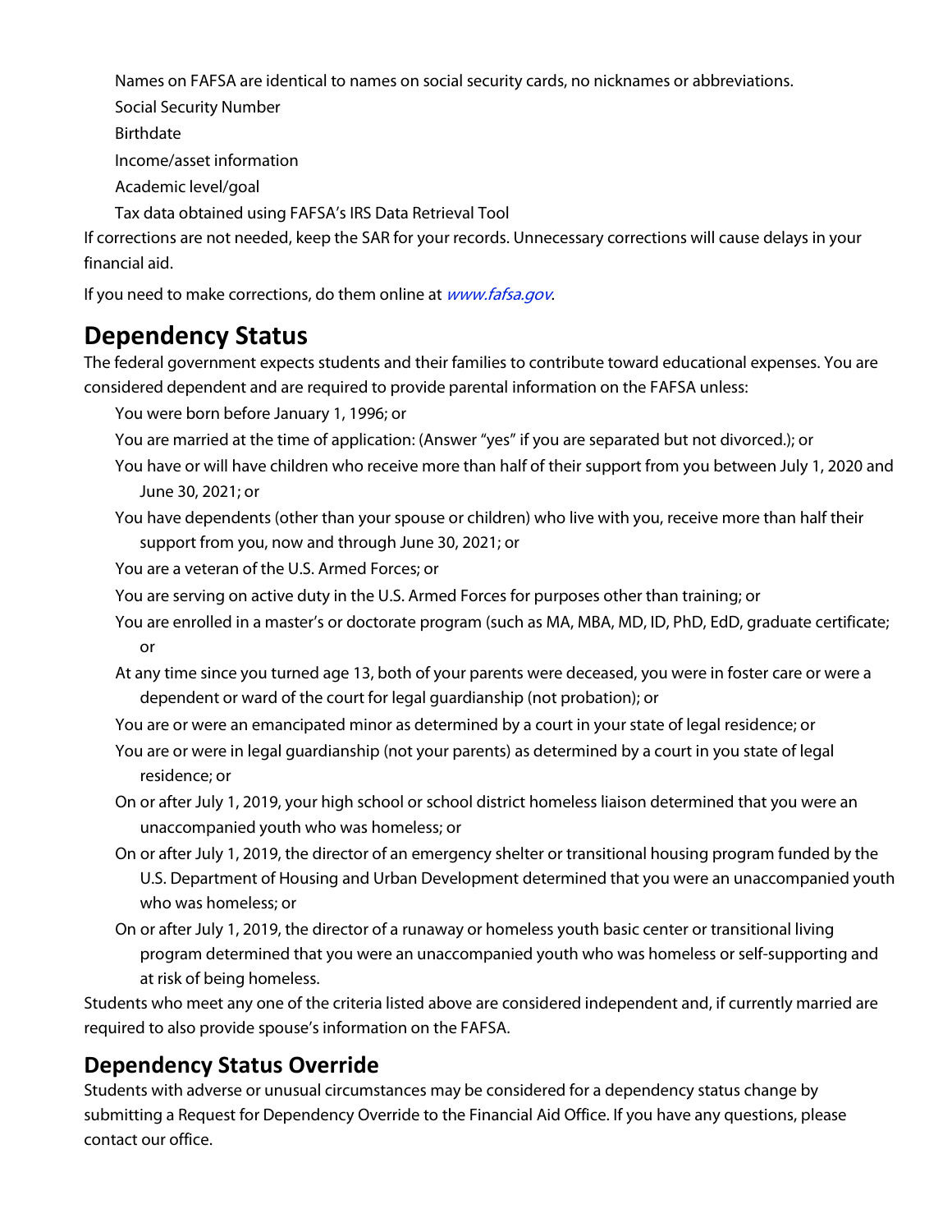- Names on FAFSA are identical to names on social security cards, no nicknames or abbreviations.
- Social Security Number
- Birthdate
- Income/asset information
- Academic level/goal
- Tax data obtained using FAFSA's IRS Data Retrieval Tool

If corrections are not needed, keep the SAR for your records. Unnecessary corrections will cause delays in your financial aid.

If you need to make corrections, do them online at *www.fafsa.gov*.

## Dependency Status

The federal government expects students and their families to contribute toward educational expenses. You are considered dependent and are required to provide parental information on the FAFSA unless:

- You were born before January 1, 1996; or
- You are married at the time of application: (Answer "yes" if you are separated but not divorced.); or
- You have or will have children who receive more than half of their support from you between July 1, 2020 and June 30, 2021; or
- You have dependents (other than your spouse or children) who live with you, receive more than half their support from you, now and through June 30, 2021; or
- You are a veteran of the U.S. Armed Forces; or
- You are serving on active duty in the U.S. Armed Forces for purposes other than training; or
- You are enrolled in a master's or doctorate program (such as MA, MBA, MD, ID, PhD, EdD, graduate certificate; or
- At any time since you turned age 13, both of your parents were deceased, you were in foster care or were a dependent or ward of the court for legal guardianship (not probation); or
- You are or were an emancipated minor as determined by a court in your state of legal residence; or
- You are or were in legal guardianship (not your parents) as determined by a court in you state of legal residence; or
- On or after July 1, 2019, your high school or school district homeless liaison determined that you were an unaccompanied youth who was homeless; or
- On or after July 1, 2019, the director of an emergency shelter or transitional housing program funded by the U.S. Department of Housing and Urban Development determined that you were an unaccompanied youth who was homeless; or
- On or after July 1, 2019, the director of a runaway or homeless youth basic center or transitional living program determined that you were an unaccompanied youth who was homeless or self-supporting and at risk of being homeless.

Students who meet any one of the criteria listed above are considered independent and, if currently married are required to also provide spouse's information on the FAFSA.

## Dependency Status Override

Students with adverse or unusual circumstances may be considered for a dependency status change by submitting a Request for Dependency Override to the Financial Aid Office. If you have any questions, please contact our office.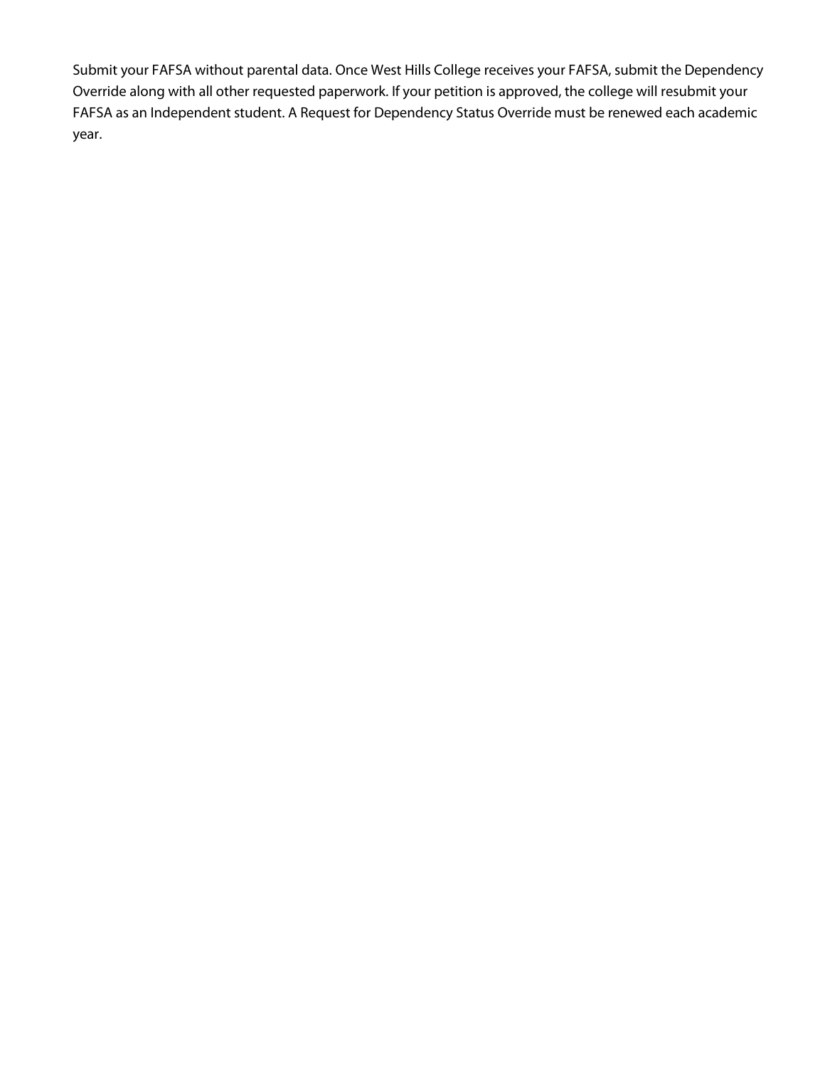Submit your FAFSA without parental data. Once West Hills College receives your FAFSA, submit the Dependency Override along with all other requested paperwork. If your petition is approved, the college will resubmit your FAFSA as an Independent student. A Request for Dependency Status Override must be renewed each academic year.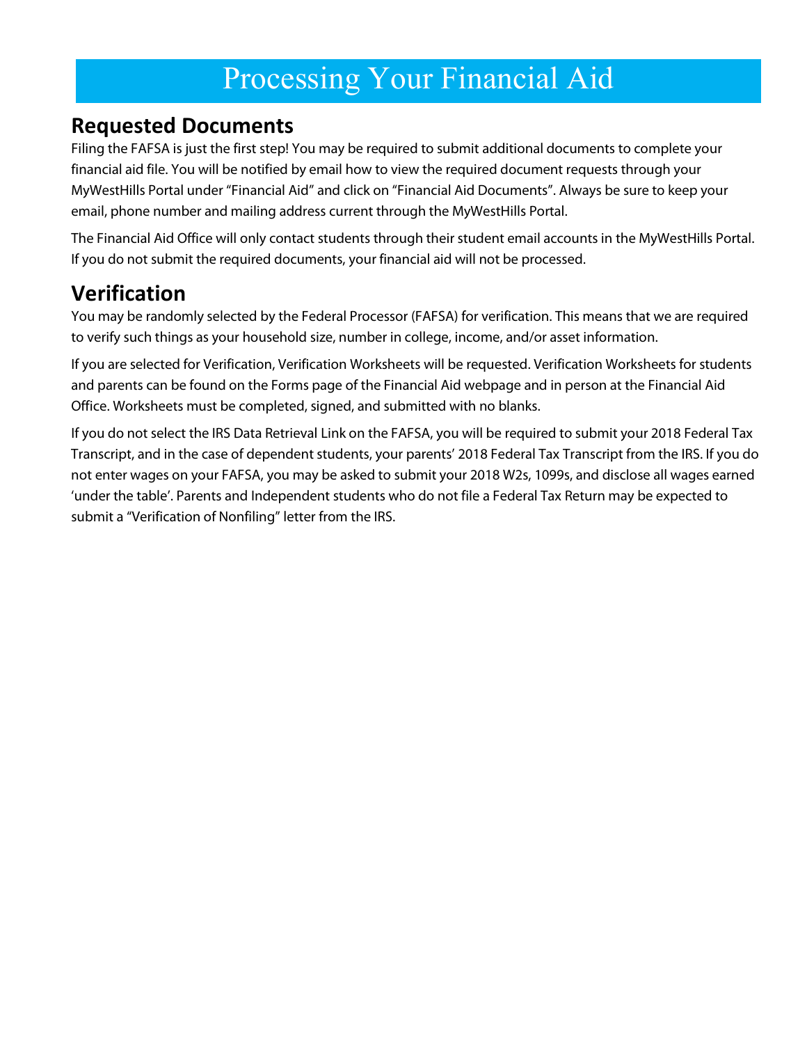# Processing Your Financial Aid

## Requested Documents

Filing the FAFSA is just the first step! You may be required to submit additional documents to complete your financial aid file. You will be notified by email how to view the required document requests through your MyWestHills Portal under "Financial Aid" and click on "Financial Aid Documents". Always be sure to keep your email, phone number and mailing address current through the MyWestHills Portal.

The Financial Aid Office will only contact students through their student email accounts in the MyWestHills Portal. If you do not submit the required documents, your financial aid will not be processed.

## Verification

You may be randomly selected by the Federal Processor (FAFSA) for verification. This means that we are required to verify such things as your household size, number in college, income, and/or asset information.

If you are selected for Verification, Verification Worksheets will be requested. Verification Worksheets for students and parents can be found on the Forms page of the Financial Aid webpage and in person at the Financial Aid Office. Worksheets must be completed, signed, and submitted with no blanks.

If you do not select the IRS Data Retrieval Link on the FAFSA, you will be required to submit your 2018 Federal Tax Transcript, and in the case of dependent students, your parents' 2018 Federal Tax Transcript from the IRS. If you do not enter wages on your FAFSA, you may be asked to submit your 2018 W2s, 1099s, and disclose all wages earned 'under the table'. Parents and Independent students who do not file a Federal Tax Return may be expected to submit a "Verification of Nonfiling" letter from the IRS.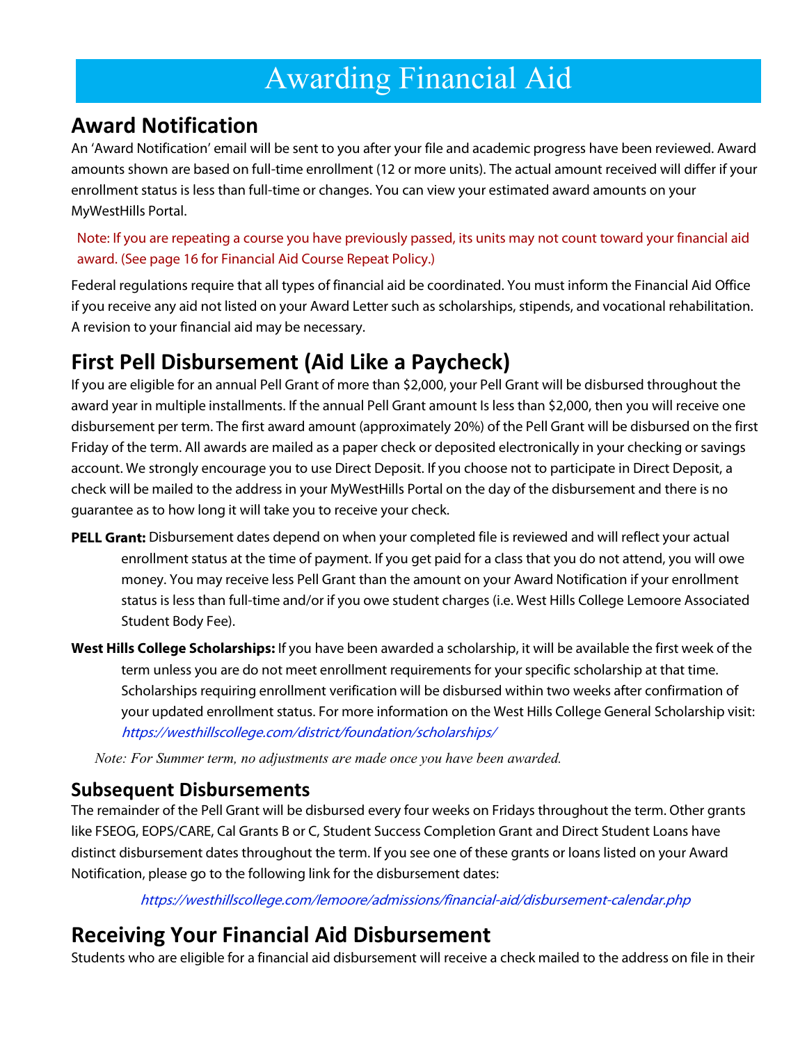# Awarding Financial Aid

## Award Notification

An 'Award Notification' email will be sent to you after your file and academic progress have been reviewed. Award amounts shown are based on full-time enrollment (12 or more units). The actual amount received will differ if your enrollment status is less than full-time or changes. You can view your estimated award amounts on your MyWestHills Portal.

Note: If you are repeating a course you have previously passed, its units may not count toward your financial aid award. (See page 16 for Financial Aid Course Repeat Policy.)

Federal regulations require that all types of financial aid be coordinated. You must inform the Financial Aid Office if you receive any aid not listed on your Award Letter such as scholarships, stipends, and vocational rehabilitation. A revision to your financial aid may be necessary.

## First Pell Disbursement (Aid Like a Paycheck)

If you are eligible for an annual Pell Grant of more than $2,000, your Pell Grant will be disbursed throughout the award year in multiple installments. If the annual Pell Grant amount Is less than $2,000, then you will receive one disbursement per term. The first award amount (approximately 20%) of the Pell Grant will be disbursed on the first Friday of the term. All awards are mailed as a paper check or deposited electronically in your checking or savings account. We strongly encourage you to use Direct Deposit. If you choose not to participate in Direct Deposit, a check will be mailed to the address in your MyWestHills Portal on the day of the disbursement and there is no guarantee as to how long it will take you to receive your check.

**PELL Grant:** Disbursement dates depend on when your completed file is reviewed and will reflect your actual enrollment status at the time of payment. If you get paid for a class that you do not attend, you will owe money. You may receive less Pell Grant than the amount on your Award Notification if your enrollment status is less than full-time and/or if you owe student charges (i.e. West Hills College Lemoore Associated Student Body Fee).

**West Hills College Scholarships:** If you have been awarded a scholarship, it will be available the first week of the term unless you are do not meet enrollment requirements for your specific scholarship at that time. Scholarships requiring enrollment verification will be disbursed within two weeks after confirmation of your updated enrollment status. For more information on the West Hills College General Scholarship visit: *https://westhillscollege.com/district/foundation/scholarships/*

*Note: For Summer term, no adjustments are made once you have been awarded.*

### Subsequent Disbursements

The remainder of the Pell Grant will be disbursed every four weeks on Fridays throughout the term. Other grants like FSEOG, EOPS/CARE, Cal Grants B or C, Student Success Completion Grant and Direct Student Loans have distinct disbursement dates throughout the term. If you see one of these grants or loans listed on your Award Notification, please go to the following link for the disbursement dates:

*https://westhillscollege.com/lemoore/admissions/financial-aid/disbursement-calendar.php*

## Receiving Your Financial Aid Disbursement

Students who are eligible for a financial aid disbursement will receive a check mailed to the address on file in their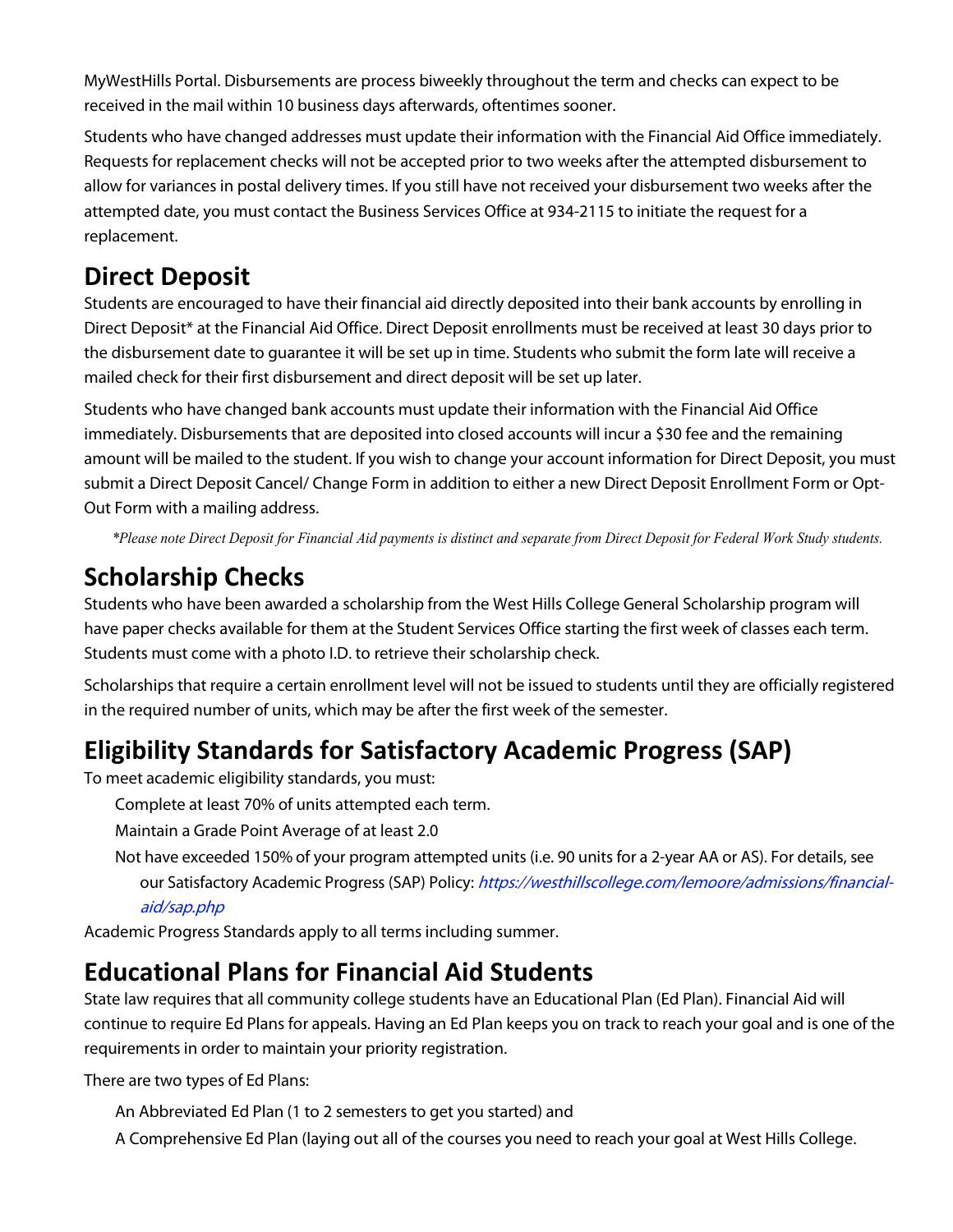MyWestHills Portal. Disbursements are process biweekly throughout the term and checks can expect to be received in the mail within 10 business days afterwards, oftentimes sooner.

Students who have changed addresses must update their information with the Financial Aid Office immediately. Requests for replacement checks will not be accepted prior to two weeks after the attempted disbursement to allow for variances in postal delivery times. If you still have not received your disbursement two weeks after the attempted date, you must contact the Business Services Office at 934-2115 to initiate the request for a replacement.

## Direct Deposit

Students are encouraged to have their financial aid directly deposited into their bank accounts by enrolling in Direct Deposit* at the Financial Aid Office. Direct Deposit enrollments must be received at least 30 days prior to the disbursement date to guarantee it will be set up in time. Students who submit the form late will receive a mailed check for their first disbursement and direct deposit will be set up later.

Students who have changed bank accounts must update their information with the Financial Aid Office immediately. Disbursements that are deposited into closed accounts will incur a $30 fee and the remaining amount will be mailed to the student. If you wish to change your account information for Direct Deposit, you must submit a Direct Deposit Cancel/ Change Form in addition to either a new Direct Deposit Enrollment Form or Opt-Out Form with a mailing address.

*\*Please note Direct Deposit for Financial Aid payments is distinct and separate from Direct Deposit for Federal Work Study students.*

## Scholarship Checks

Students who have been awarded a scholarship from the West Hills College General Scholarship program will have paper checks available for them at the Student Services Office starting the first week of classes each term. Students must come with a photo I.D. to retrieve their scholarship check.

Scholarships that require a certain enrollment level will not be issued to students until they are officially registered in the required number of units, which may be after the first week of the semester.

## Eligibility Standards for Satisfactory Academic Progress (SAP)

To meet academic eligibility standards, you must:

- Complete at least 70% of units attempted each term.
- Maintain a Grade Point Average of at least 2.0
- Not have exceeded 150% of your program attempted units (i.e. 90 units for a 2-year AA or AS). For details, see our Satisfactory Academic Progress (SAP) Policy: *https://westhillscollege.com/lemoore/admissions/financial-aid/sap.php*

Academic Progress Standards apply to all terms including summer.

## Educational Plans for Financial Aid Students

State law requires that all community college students have an Educational Plan (Ed Plan). Financial Aid will continue to require Ed Plans for appeals. Having an Ed Plan keeps you on track to reach your goal and is one of the requirements in order to maintain your priority registration.

There are two types of Ed Plans:

- An Abbreviated Ed Plan (1 to 2 semesters to get you started) and
- A Comprehensive Ed Plan (laying out all of the courses you need to reach your goal at West Hills College.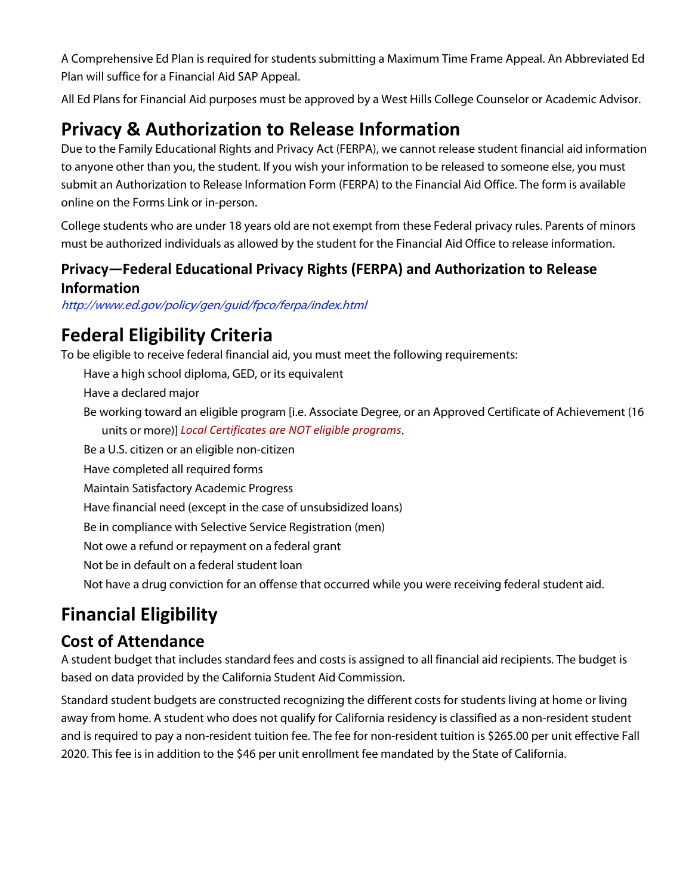A Comprehensive Ed Plan is required for students submitting a Maximum Time Frame Appeal. An Abbreviated Ed Plan will suffice for a Financial Aid SAP Appeal.

All Ed Plans for Financial Aid purposes must be approved by a West Hills College Counselor or Academic Advisor.

# Privacy & Authorization to Release Information

Due to the Family Educational Rights and Privacy Act (FERPA), we cannot release student financial aid information to anyone other than you, the student. If you wish your information to be released to someone else, you must submit an Authorization to Release Information Form (FERPA) to the Financial Aid Office. The form is available online on the Forms Link or in-person.

College students who are under 18 years old are not exempt from these Federal privacy rules. Parents of minors must be authorized individuals as allowed by the student for the Financial Aid Office to release information.

### Privacy—Federal Educational Privacy Rights (FERPA) and Authorization to Release Information

*http://www.ed.gov/policy/gen/guid/fpco/ferpa/index.html*

# Federal Eligibility Criteria

To be eligible to receive federal financial aid, you must meet the following requirements:

- Have a high school diploma, GED, or its equivalent
- Have a declared major
- Be working toward an eligible program [i.e. Associate Degree, or an Approved Certificate of Achievement (16 units or more)] *Local Certificates are NOT eligible programs*.
- Be a U.S. citizen or an eligible non-citizen
- Have completed all required forms
- Maintain Satisfactory Academic Progress
- Have financial need (except in the case of unsubsidized loans)
- Be in compliance with Selective Service Registration (men)
- Not owe a refund or repayment on a federal grant
- Not be in default on a federal student loan
- Not have a drug conviction for an offense that occurred while you were receiving federal student aid.

# Financial Eligibility

## Cost of Attendance

A student budget that includes standard fees and costs is assigned to all financial aid recipients. The budget is based on data provided by the California Student Aid Commission.

Standard student budgets are constructed recognizing the different costs for students living at home or living away from home. A student who does not qualify for California residency is classified as a non-resident student and is required to pay a non-resident tuition fee. The fee for non-resident tuition is $265.00 per unit effective Fall 2020. This fee is in addition to the $46 per unit enrollment fee mandated by the State of California.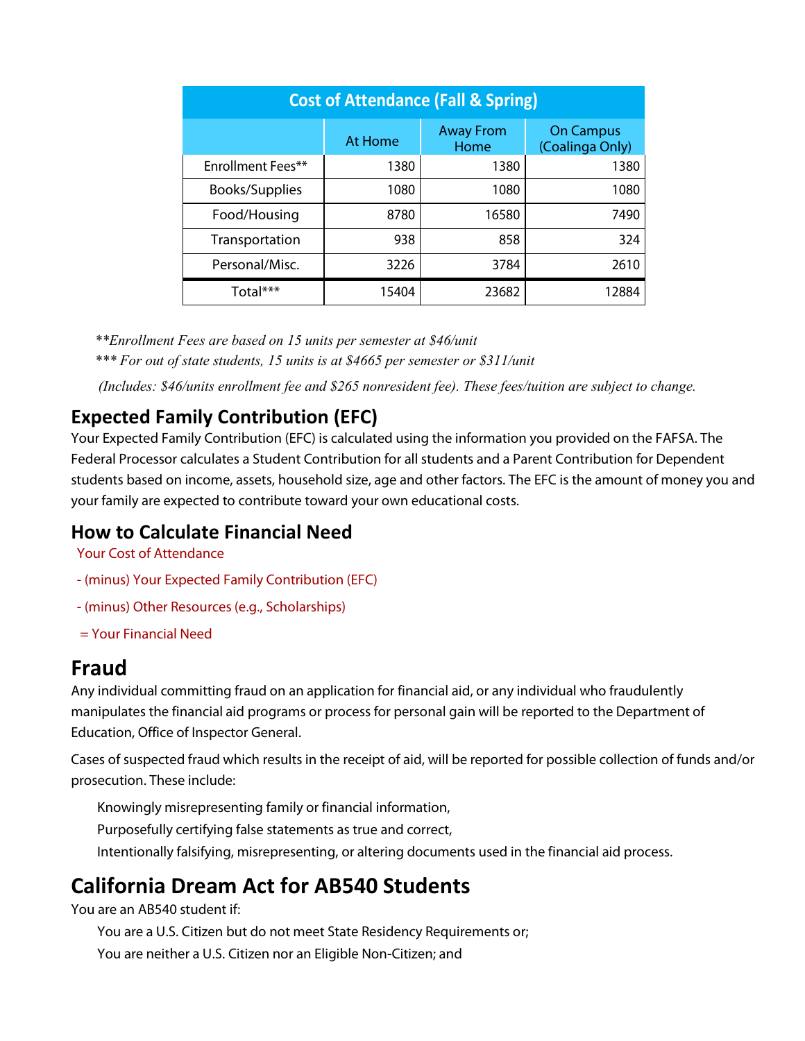| Cost of Attendance (Fall & Spring) | | | |
|---|---|---|---|
| | At Home | Away From Home | On Campus (Coalinga Only) |
| Enrollment Fees** | 1380 | 1380 | 1380 |
| Books/Supplies | 1080 | 1080 | 1080 |
| Food/Housing | 8780 | 16580 | 7490 |
| Transportation | 938 | 858 | 324 |
| Personal/Misc. | 3226 | 3784 | 2610 |
| Total*** | 15404 | 23682 | 12884 |

*\*\*Enrollment Fees are based on 15 units per semester at $46/unit*

*\*\*\* For out of state students, 15 units is at $4665 per semester or $311/unit*

*(Includes: $46/units enrollment fee and $265 nonresident fee). These fees/tuition are subject to change.*

## Expected Family Contribution (EFC)

Your Expected Family Contribution (EFC) is calculated using the information you provided on the FAFSA. The Federal Processor calculates a Student Contribution for all students and a Parent Contribution for Dependent students based on income, assets, household size, age and other factors. The EFC is the amount of money you and your family are expected to contribute toward your own educational costs.

## How to Calculate Financial Need

Your Cost of Attendance

- (minus) Your Expected Family Contribution (EFC)

- (minus) Other Resources (e.g., Scholarships)

= Your Financial Need

# Fraud

Any individual committing fraud on an application for financial aid, or any individual who fraudulently manipulates the financial aid programs or process for personal gain will be reported to the Department of Education, Office of Inspector General.

Cases of suspected fraud which results in the receipt of aid, will be reported for possible collection of funds and/or prosecution. These include:

Knowingly misrepresenting family or financial information,

Purposefully certifying false statements as true and correct,

Intentionally falsifying, misrepresenting, or altering documents used in the financial aid process.

# California Dream Act for AB540 Students

You are an AB540 student if:

You are a U.S. Citizen but do not meet State Residency Requirements or;

You are neither a U.S. Citizen nor an Eligible Non-Citizen; and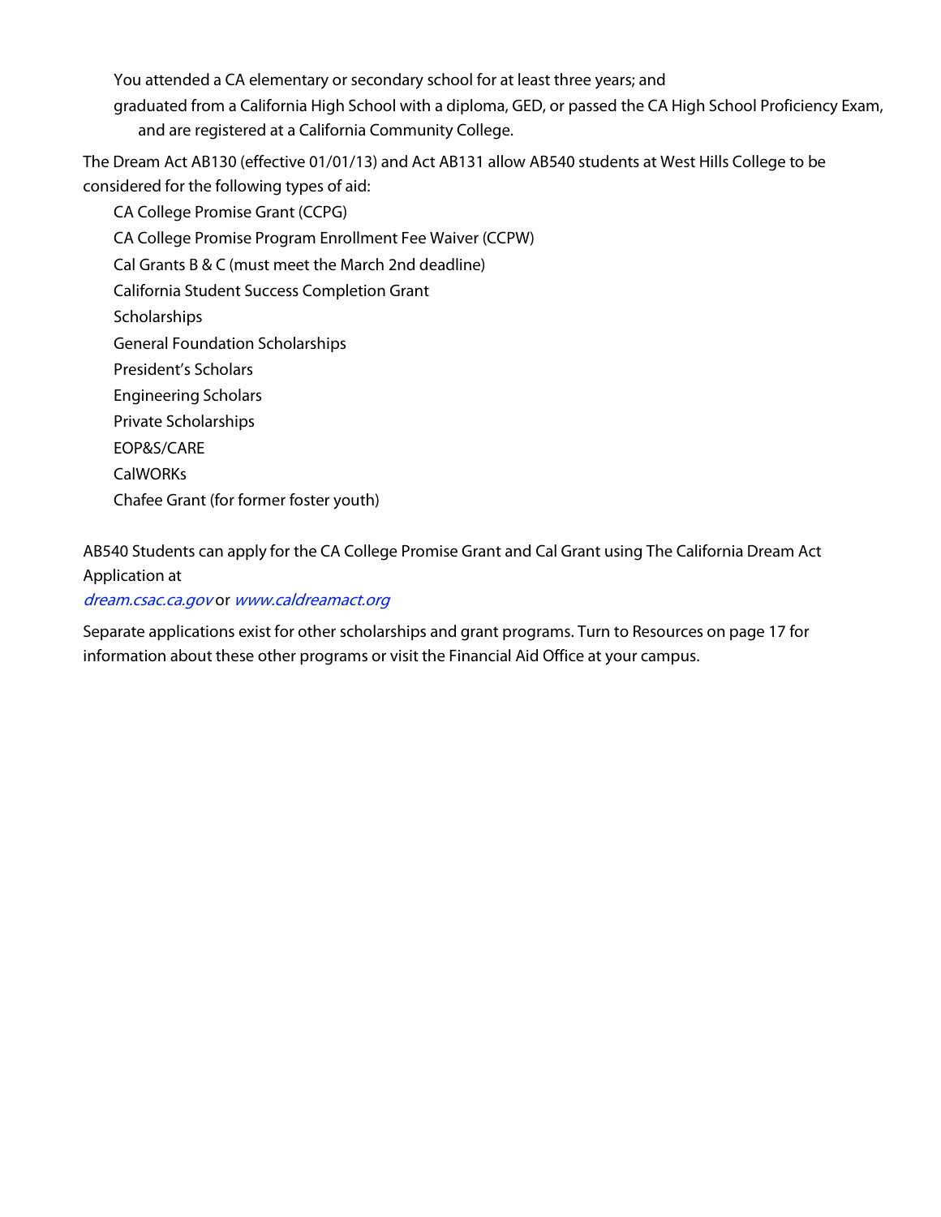- You attended a CA elementary or secondary school for at least three years; and
- graduated from a California High School with a diploma, GED, or passed the CA High School Proficiency Exam, and are registered at a California Community College.

The Dream Act AB130 (effective 01/01/13) and Act AB131 allow AB540 students at West Hills College to be considered for the following types of aid:

- CA College Promise Grant (CCPG)
- CA College Promise Program Enrollment Fee Waiver (CCPW)
- Cal Grants B & C (must meet the March 2nd deadline)
- California Student Success Completion Grant
- Scholarships
- General Foundation Scholarships
- President's Scholars
- Engineering Scholars
- Private Scholarships
- EOP&S/CARE
- CalWORKs
- Chafee Grant (for former foster youth)

AB540 Students can apply for the CA College Promise Grant and Cal Grant using The California Dream Act Application at
*dream.csac.ca.gov* or *www.caldreamact.org*

Separate applications exist for other scholarships and grant programs. Turn to Resources on page 17 for information about these other programs or visit the Financial Aid Office at your campus.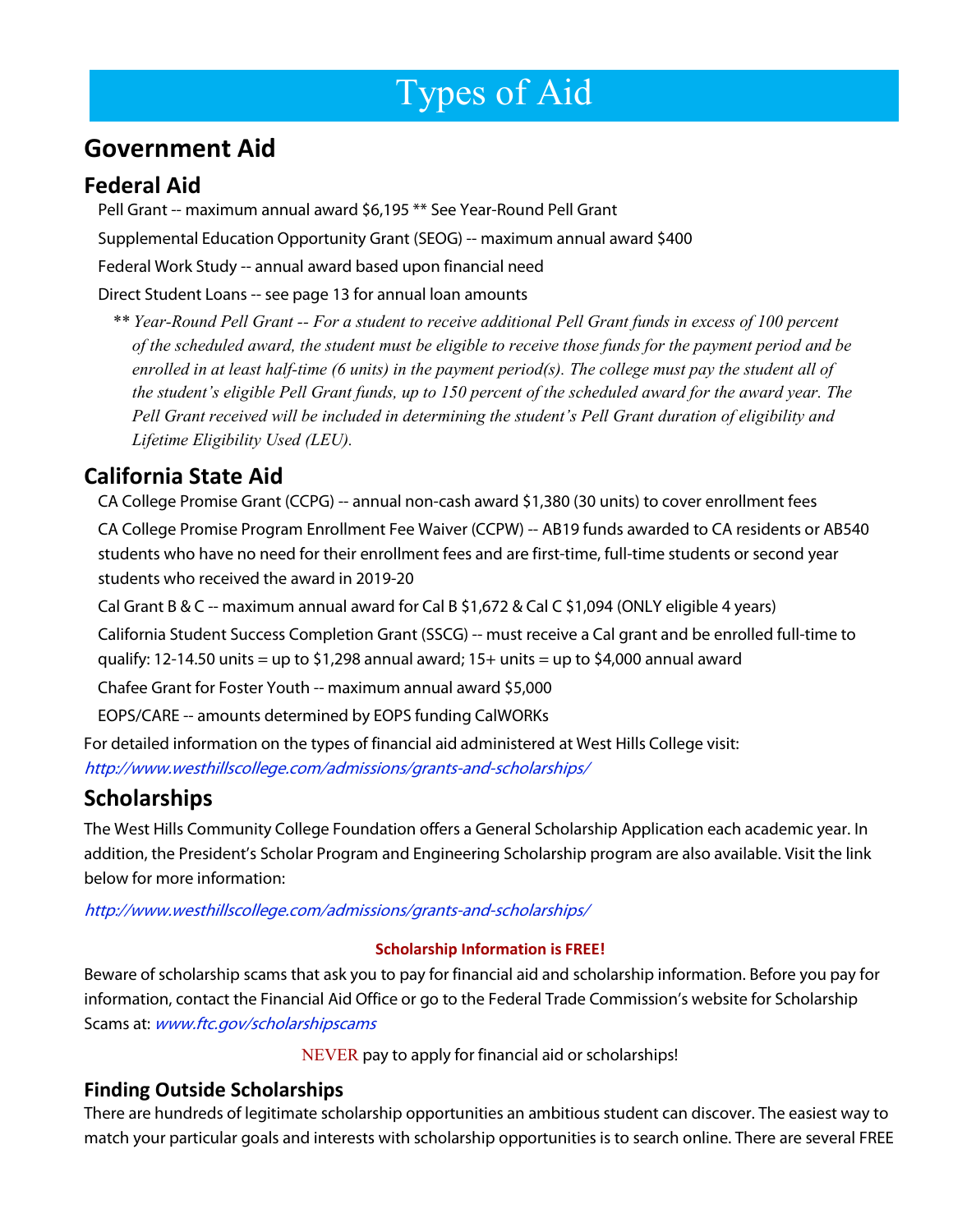# Types of Aid

## Government Aid

### Federal Aid

Pell Grant -- maximum annual award $6,195 ** See Year-Round Pell Grant

Supplemental Education Opportunity Grant (SEOG) -- maximum annual award $400

Federal Work Study -- annual award based upon financial need

Direct Student Loans -- see page 13 for annual loan amounts

*** Year-Round Pell Grant -- For a student to receive additional Pell Grant funds in excess of 100 percent of the scheduled award, the student must be eligible to receive those funds for the payment period and be enrolled in at least half-time (6 units) in the payment period(s). The college must pay the student all of the student's eligible Pell Grant funds, up to 150 percent of the scheduled award for the award year. The Pell Grant received will be included in determining the student's Pell Grant duration of eligibility and Lifetime Eligibility Used (LEU).*

### California State Aid

CA College Promise Grant (CCPG) -- annual non-cash award $1,380 (30 units) to cover enrollment fees

CA College Promise Program Enrollment Fee Waiver (CCPW) -- AB19 funds awarded to CA residents or AB540 students who have no need for their enrollment fees and are first-time, full-time students or second year students who received the award in 2019-20

Cal Grant B & C -- maximum annual award for Cal B $1,672 & Cal C $1,094 (ONLY eligible 4 years)

California Student Success Completion Grant (SSCG) -- must receive a Cal grant and be enrolled full-time to qualify: 12-14.50 units = up to $1,298 annual award; 15+ units = up to $4,000 annual award

Chafee Grant for Foster Youth -- maximum annual award $5,000

EOPS/CARE -- amounts determined by EOPS funding CalWORKs

For detailed information on the types of financial aid administered at West Hills College visit: *http://www.westhillscollege.com/admissions/grants-and-scholarships/*

## Scholarships

The West Hills Community College Foundation offers a General Scholarship Application each academic year. In addition, the President's Scholar Program and Engineering Scholarship program are also available. Visit the link below for more information:

*http://www.westhillscollege.com/admissions/grants-and-scholarships/*

**Scholarship Information is FREE!**

Beware of scholarship scams that ask you to pay for financial aid and scholarship information. Before you pay for information, contact the Financial Aid Office or go to the Federal Trade Commission's website for Scholarship Scams at: *www.ftc.gov/scholarshipscams*

NEVER pay to apply for financial aid or scholarships!

### Finding Outside Scholarships

There are hundreds of legitimate scholarship opportunities an ambitious student can discover. The easiest way to match your particular goals and interests with scholarship opportunities is to search online. There are several FREE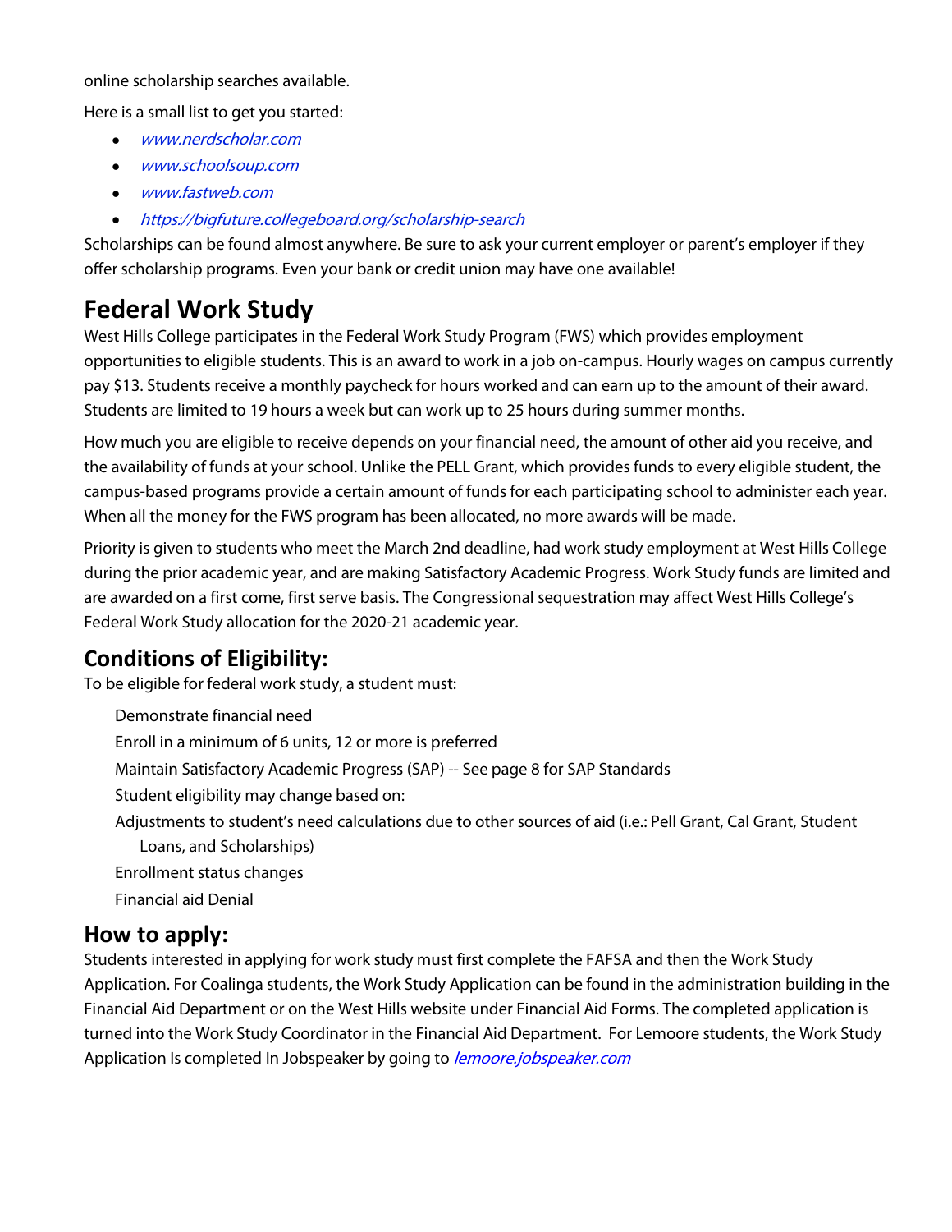online scholarship searches available.

Here is a small list to get you started:

- *www.nerdscholar.com*
- *www.schoolsoup.com*
- *www.fastweb.com*
- *https://bigfuture.collegeboard.org/scholarship-search*

Scholarships can be found almost anywhere. Be sure to ask your current employer or parent's employer if they offer scholarship programs. Even your bank or credit union may have one available!

# Federal Work Study

West Hills College participates in the Federal Work Study Program (FWS) which provides employment opportunities to eligible students. This is an award to work in a job on-campus. Hourly wages on campus currently pay $13. Students receive a monthly paycheck for hours worked and can earn up to the amount of their award. Students are limited to 19 hours a week but can work up to 25 hours during summer months.

How much you are eligible to receive depends on your financial need, the amount of other aid you receive, and the availability of funds at your school. Unlike the PELL Grant, which provides funds to every eligible student, the campus-based programs provide a certain amount of funds for each participating school to administer each year. When all the money for the FWS program has been allocated, no more awards will be made.

Priority is given to students who meet the March 2nd deadline, had work study employment at West Hills College during the prior academic year, and are making Satisfactory Academic Progress. Work Study funds are limited and are awarded on a first come, first serve basis. The Congressional sequestration may affect West Hills College's Federal Work Study allocation for the 2020-21 academic year.

## Conditions of Eligibility:

To be eligible for federal work study, a student must:

Demonstrate financial need

Enroll in a minimum of 6 units, 12 or more is preferred

Maintain Satisfactory Academic Progress (SAP) -- See page 8 for SAP Standards

Student eligibility may change based on:

Adjustments to student's need calculations due to other sources of aid (i.e.: Pell Grant, Cal Grant, Student Loans, and Scholarships)

Enrollment status changes

Financial aid Denial

## How to apply:

Students interested in applying for work study must first complete the FAFSA and then the Work Study Application. For Coalinga students, the Work Study Application can be found in the administration building in the Financial Aid Department or on the West Hills website under Financial Aid Forms. The completed application is turned into the Work Study Coordinator in the Financial Aid Department. For Lemoore students, the Work Study Application Is completed In Jobspeaker by going to *lemoore.jobspeaker.com*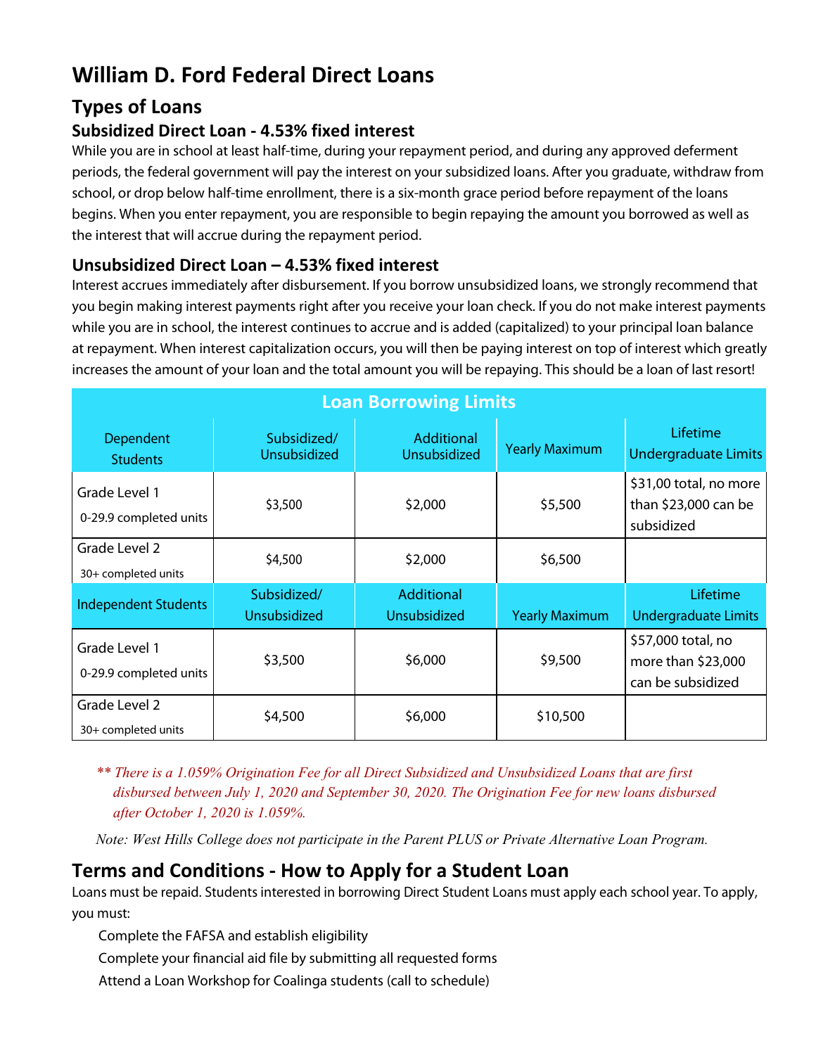# William D. Ford Federal Direct Loans

## Types of Loans

### Subsidized Direct Loan - 4.53% fixed interest

While you are in school at least half-time, during your repayment period, and during any approved deferment periods, the federal government will pay the interest on your subsidized loans. After you graduate, withdraw from school, or drop below half-time enrollment, there is a six-month grace period before repayment of the loans begins. When you enter repayment, you are responsible to begin repaying the amount you borrowed as well as the interest that will accrue during the repayment period.

### Unsubsidized Direct Loan – 4.53% fixed interest

Interest accrues immediately after disbursement. If you borrow unsubsidized loans, we strongly recommend that you begin making interest payments right after you receive your loan check. If you do not make interest payments while you are in school, the interest continues to accrue and is added (capitalized) to your principal loan balance at repayment. When interest capitalization occurs, you will then be paying interest on top of interest which greatly increases the amount of your loan and the total amount you will be repaying. This should be a loan of last resort!

| Loan Borrowing Limits | | | | |
|---|---|---|---|---|
| Dependent Students | Subsidized/ Unsubsidized | Additional Unsubsidized | Yearly Maximum | Lifetime Undergraduate Limits |
| Grade Level 1<br>0-29.9 completed units | $3,500 | $2,000 | $5,500 | $31,00 total, no more than $23,000 can be subsidized |
| Grade Level 2<br>30+ completed units | $4,500 | $2,000 | $6,500 | |
| Independent Students | Subsidized/ Unsubsidized | Additional Unsubsidized | Yearly Maximum | Lifetime Undergraduate Limits |
| Grade Level 1<br>0-29.9 completed units | $3,500 | $6,000 | $9,500 | $57,000 total, no more than $23,000 can be subsidized |
| Grade Level 2<br>30+ completed units | $4,500 | $6,000 | $10,500 | |

*** There is a 1.059% Origination Fee for all Direct Subsidized and Unsubsidized Loans that are first disbursed between July 1, 2020 and September 30, 2020. The Origination Fee for new loans disbursed after October 1, 2020 is 1.059%.*

*Note: West Hills College does not participate in the Parent PLUS or Private Alternative Loan Program.*

## Terms and Conditions - How to Apply for a Student Loan

Loans must be repaid. Students interested in borrowing Direct Student Loans must apply each school year. To apply, you must:

- Complete the FAFSA and establish eligibility
- Complete your financial aid file by submitting all requested forms
- Attend a Loan Workshop for Coalinga students (call to schedule)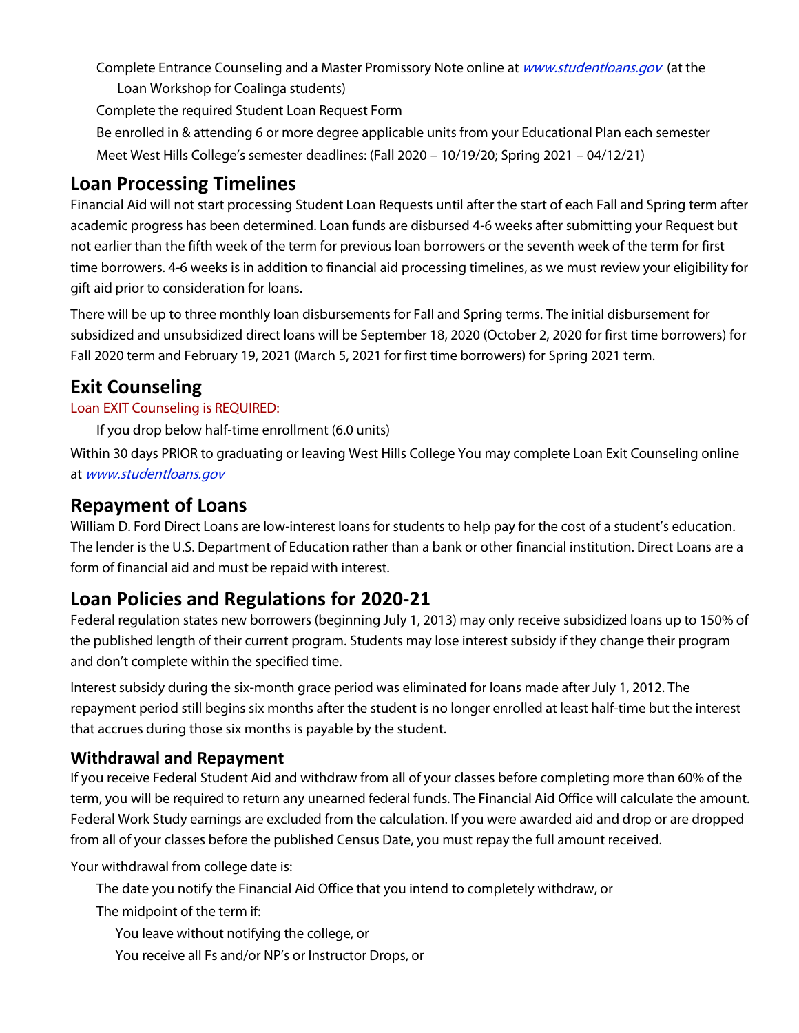- Complete Entrance Counseling and a Master Promissory Note online at *www.studentloans.gov* (at the Loan Workshop for Coalinga students)
- Complete the required Student Loan Request Form
- Be enrolled in & attending 6 or more degree applicable units from your Educational Plan each semester
- Meet West Hills College's semester deadlines: (Fall 2020 – 10/19/20; Spring 2021 – 04/12/21)

## Loan Processing Timelines

Financial Aid will not start processing Student Loan Requests until after the start of each Fall and Spring term after academic progress has been determined. Loan funds are disbursed 4-6 weeks after submitting your Request but not earlier than the fifth week of the term for previous loan borrowers or the seventh week of the term for first time borrowers. 4-6 weeks is in addition to financial aid processing timelines, as we must review your eligibility for gift aid prior to consideration for loans.

There will be up to three monthly loan disbursements for Fall and Spring terms. The initial disbursement for subsidized and unsubsidized direct loans will be September 18, 2020 (October 2, 2020 for first time borrowers) for Fall 2020 term and February 19, 2021 (March 5, 2021 for first time borrowers) for Spring 2021 term.

## Exit Counseling

Loan EXIT Counseling is REQUIRED:

- If you drop below half-time enrollment (6.0 units)

Within 30 days PRIOR to graduating or leaving West Hills College You may complete Loan Exit Counseling online at *www.studentloans.gov*

## Repayment of Loans

William D. Ford Direct Loans are low-interest loans for students to help pay for the cost of a student's education. The lender is the U.S. Department of Education rather than a bank or other financial institution. Direct Loans are a form of financial aid and must be repaid with interest.

## Loan Policies and Regulations for 2020-21

Federal regulation states new borrowers (beginning July 1, 2013) may only receive subsidized loans up to 150% of the published length of their current program. Students may lose interest subsidy if they change their program and don't complete within the specified time.

Interest subsidy during the six-month grace period was eliminated for loans made after July 1, 2012. The repayment period still begins six months after the student is no longer enrolled at least half-time but the interest that accrues during those six months is payable by the student.

### Withdrawal and Repayment

If you receive Federal Student Aid and withdraw from all of your classes before completing more than 60% of the term, you will be required to return any unearned federal funds. The Financial Aid Office will calculate the amount. Federal Work Study earnings are excluded from the calculation. If you were awarded aid and drop or are dropped from all of your classes before the published Census Date, you must repay the full amount received.

Your withdrawal from college date is:

- The date you notify the Financial Aid Office that you intend to completely withdraw, or
- The midpoint of the term if:
  - You leave without notifying the college, or
  - You receive all Fs and/or NP's or Instructor Drops, or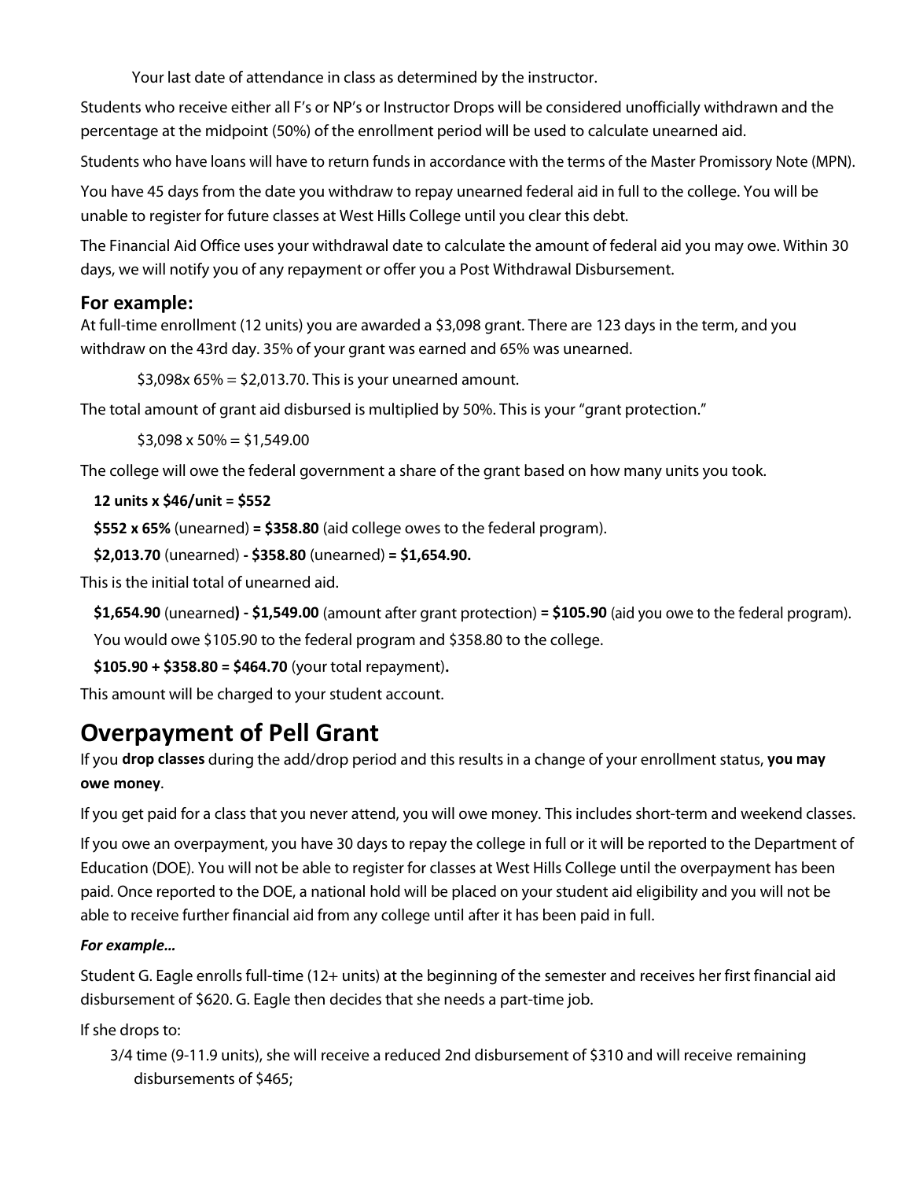Your last date of attendance in class as determined by the instructor.

Students who receive either all F's or NP's or Instructor Drops will be considered unofficially withdrawn and the percentage at the midpoint (50%) of the enrollment period will be used to calculate unearned aid.

Students who have loans will have to return funds in accordance with the terms of the Master Promissory Note (MPN).

You have 45 days from the date you withdraw to repay unearned federal aid in full to the college. You will be unable to register for future classes at West Hills College until you clear this debt.

The Financial Aid Office uses your withdrawal date to calculate the amount of federal aid you may owe. Within 30 days, we will notify you of any repayment or offer you a Post Withdrawal Disbursement.

### For example:

At full-time enrollment (12 units) you are awarded a $3,098 grant. There are 123 days in the term, and you withdraw on the 43rd day. 35% of your grant was earned and 65% was unearned.

$3,098x 65% = $2,013.70. This is your unearned amount.

The total amount of grant aid disbursed is multiplied by 50%. This is your "grant protection."

$3,098 x 50% = $1,549.00

The college will owe the federal government a share of the grant based on how many units you took.

**12 units x $46/unit = $552**

**$552 x 65%** (unearned) **= $358.80** (aid college owes to the federal program).

**$2,013.70** (unearned) **- $358.80** (unearned) **= $1,654.90.**

This is the initial total of unearned aid.

**$1,654.90** (unearned**) - $1,549.00** (amount after grant protection) **= $105.90** (aid you owe to the federal program).

You would owe $105.90 to the federal program and $358.80 to the college.

**$105.90 + $358.80 = $464.70** (your total repayment)**.**

This amount will be charged to your student account.

## Overpayment of Pell Grant

If you **drop classes** during the add/drop period and this results in a change of your enrollment status, **you may owe money**.

If you get paid for a class that you never attend, you will owe money. This includes short-term and weekend classes.

If you owe an overpayment, you have 30 days to repay the college in full or it will be reported to the Department of Education (DOE). You will not be able to register for classes at West Hills College until the overpayment has been paid. Once reported to the DOE, a national hold will be placed on your student aid eligibility and you will not be able to receive further financial aid from any college until after it has been paid in full.

***For example…***

Student G. Eagle enrolls full-time (12+ units) at the beginning of the semester and receives her first financial aid disbursement of $620. G. Eagle then decides that she needs a part-time job.

If she drops to:

3/4 time (9-11.9 units), she will receive a reduced 2nd disbursement of $310 and will receive remaining disbursements of $465;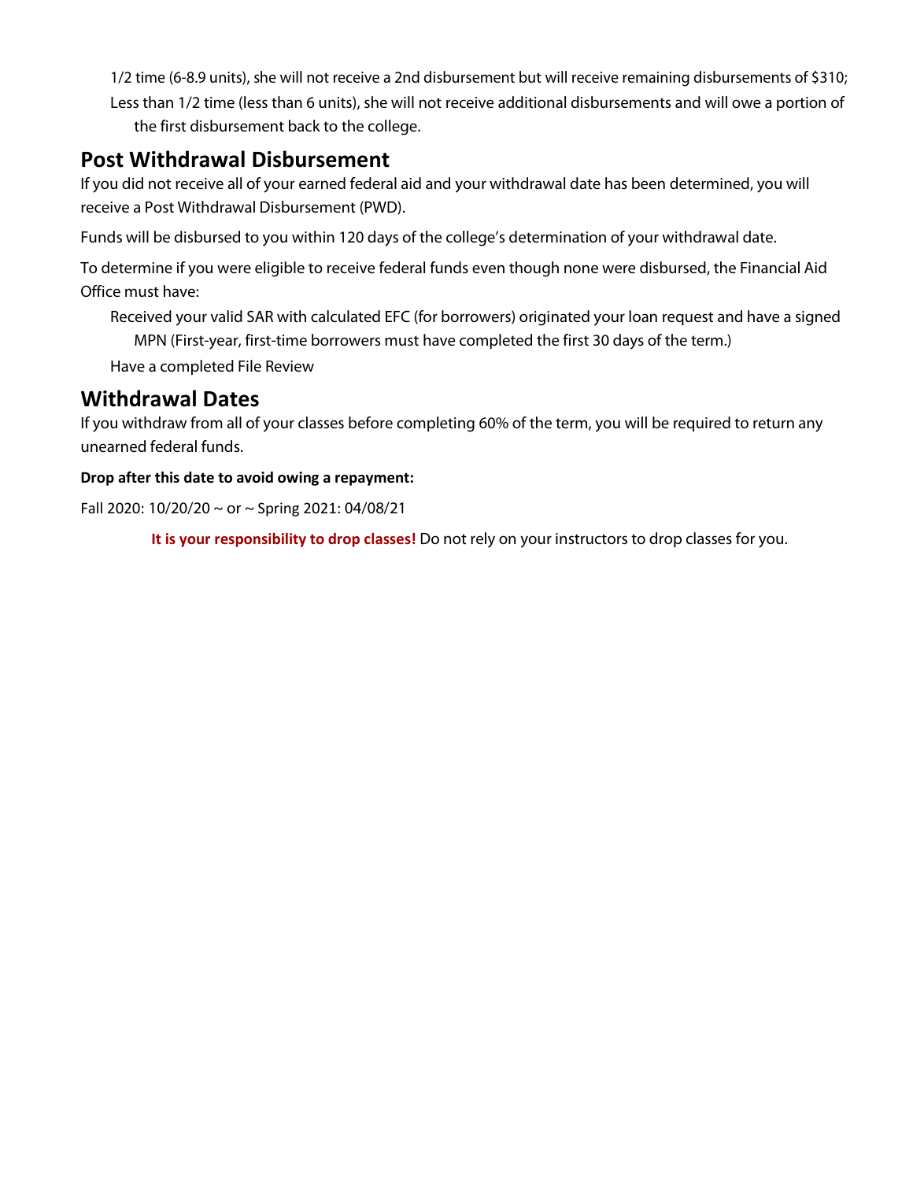- 1/2 time (6-8.9 units), she will not receive a 2nd disbursement but will receive remaining disbursements of $310;
- Less than 1/2 time (less than 6 units), she will not receive additional disbursements and will owe a portion of the first disbursement back to the college.

## Post Withdrawal Disbursement

If you did not receive all of your earned federal aid and your withdrawal date has been determined, you will receive a Post Withdrawal Disbursement (PWD).

Funds will be disbursed to you within 120 days of the college's determination of your withdrawal date.

To determine if you were eligible to receive federal funds even though none were disbursed, the Financial Aid Office must have:

- Received your valid SAR with calculated EFC (for borrowers) originated your loan request and have a signed MPN (First-year, first-time borrowers must have completed the first 30 days of the term.)
- Have a completed File Review

## Withdrawal Dates

If you withdraw from all of your classes before completing 60% of the term, you will be required to return any unearned federal funds.

**Drop after this date to avoid owing a repayment:**

Fall 2020: 10/20/20 ~ or ~ Spring 2021: 04/08/21

**It is your responsibility to drop classes!** Do not rely on your instructors to drop classes for you.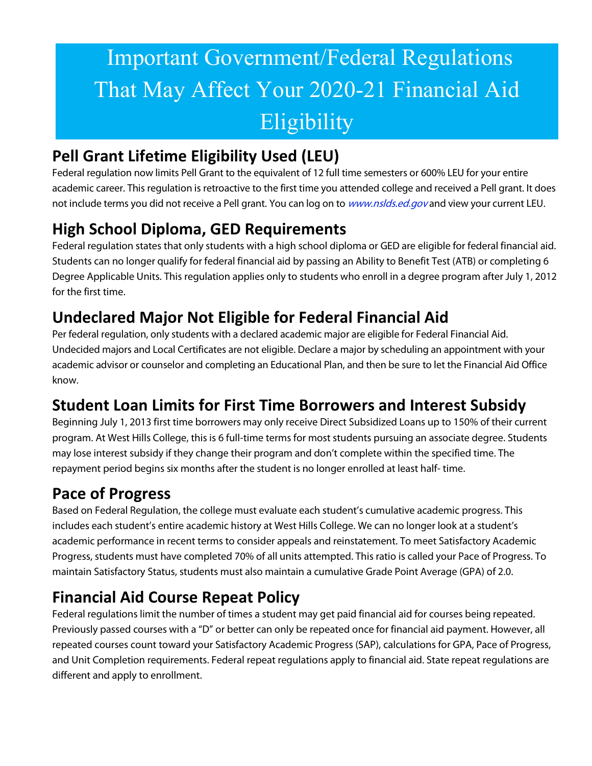# Important Government/Federal Regulations That May Affect Your 2020-21 Financial Aid Eligibility

## Pell Grant Lifetime Eligibility Used (LEU)

Federal regulation now limits Pell Grant to the equivalent of 12 full time semesters or 600% LEU for your entire academic career. This regulation is retroactive to the first time you attended college and received a Pell grant. It does not include terms you did not receive a Pell grant. You can log on to *www.nslds.ed.gov* and view your current LEU.

## High School Diploma, GED Requirements

Federal regulation states that only students with a high school diploma or GED are eligible for federal financial aid. Students can no longer qualify for federal financial aid by passing an Ability to Benefit Test (ATB) or completing 6 Degree Applicable Units. This regulation applies only to students who enroll in a degree program after July 1, 2012 for the first time.

## Undeclared Major Not Eligible for Federal Financial Aid

Per federal regulation, only students with a declared academic major are eligible for Federal Financial Aid. Undecided majors and Local Certificates are not eligible. Declare a major by scheduling an appointment with your academic advisor or counselor and completing an Educational Plan, and then be sure to let the Financial Aid Office know.

## Student Loan Limits for First Time Borrowers and Interest Subsidy

Beginning July 1, 2013 first time borrowers may only receive Direct Subsidized Loans up to 150% of their current program. At West Hills College, this is 6 full-time terms for most students pursuing an associate degree. Students may lose interest subsidy if they change their program and don't complete within the specified time. The repayment period begins six months after the student is no longer enrolled at least half- time.

## Pace of Progress

Based on Federal Regulation, the college must evaluate each student's cumulative academic progress. This includes each student's entire academic history at West Hills College. We can no longer look at a student's academic performance in recent terms to consider appeals and reinstatement. To meet Satisfactory Academic Progress, students must have completed 70% of all units attempted. This ratio is called your Pace of Progress. To maintain Satisfactory Status, students must also maintain a cumulative Grade Point Average (GPA) of 2.0.

## Financial Aid Course Repeat Policy

Federal regulations limit the number of times a student may get paid financial aid for courses being repeated. Previously passed courses with a "D" or better can only be repeated once for financial aid payment. However, all repeated courses count toward your Satisfactory Academic Progress (SAP), calculations for GPA, Pace of Progress, and Unit Completion requirements. Federal repeat regulations apply to financial aid. State repeat regulations are different and apply to enrollment.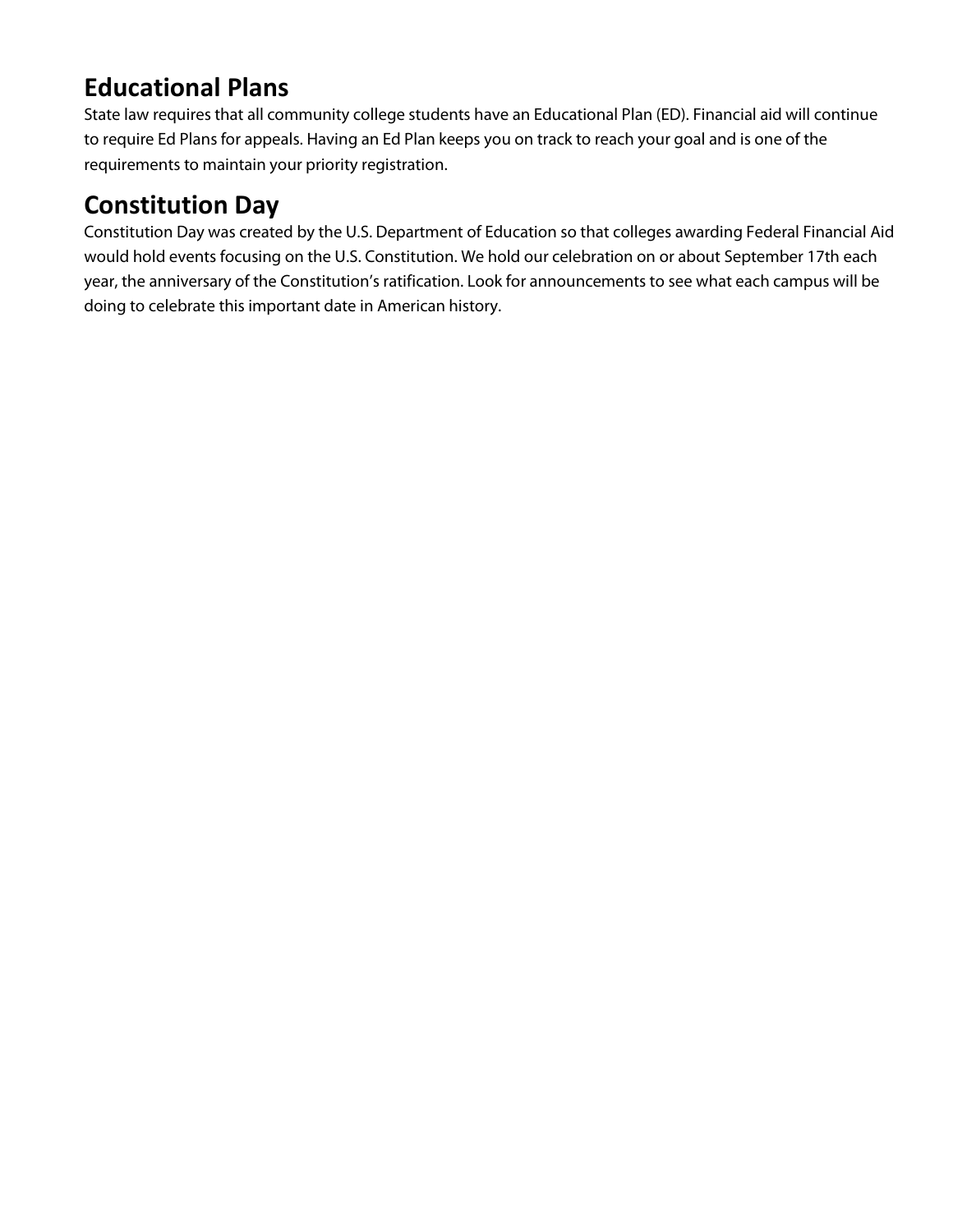## Educational Plans

State law requires that all community college students have an Educational Plan (ED). Financial aid will continue to require Ed Plans for appeals. Having an Ed Plan keeps you on track to reach your goal and is one of the requirements to maintain your priority registration.

## Constitution Day

Constitution Day was created by the U.S. Department of Education so that colleges awarding Federal Financial Aid would hold events focusing on the U.S. Constitution. We hold our celebration on or about September 17th each year, the anniversary of the Constitution's ratification. Look for announcements to see what each campus will be doing to celebrate this important date in American history.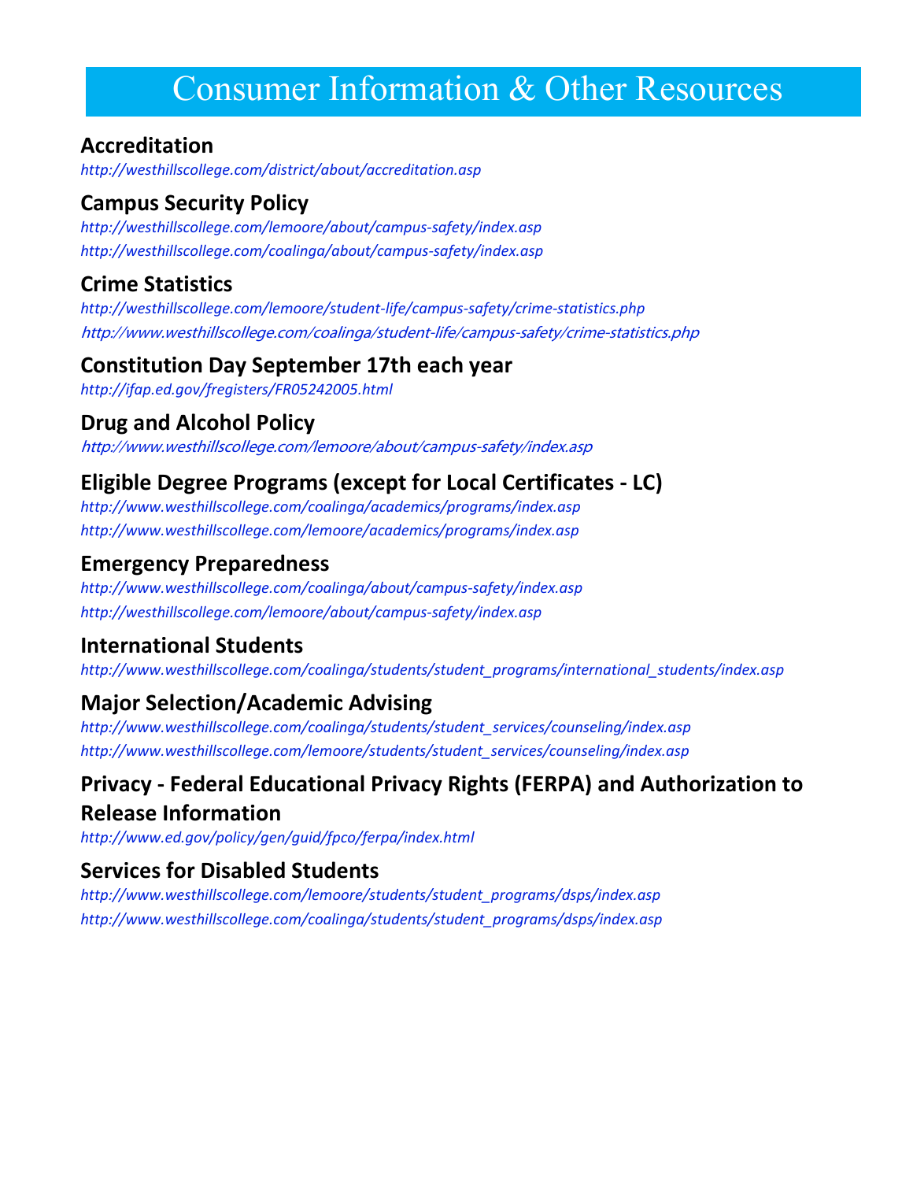# Consumer Information & Other Resources

## Accreditation

*http://westhillscollege.com/district/about/accreditation.asp*

## Campus Security Policy

*http://westhillscollege.com/lemoore/about/campus-safety/index.asp*
*http://westhillscollege.com/coalinga/about/campus-safety/index.asp*

## Crime Statistics

*http://westhillscollege.com/lemoore/student-life/campus-safety/crime-statistics.php*
*http://www.westhillscollege.com/coalinga/student-life/campus-safety/crime-statistics.php*

## Constitution Day September 17th each year

*http://ifap.ed.gov/fregisters/FR05242005.html*

## Drug and Alcohol Policy

*http://www.westhillscollege.com/lemoore/about/campus-safety/index.asp*

## Eligible Degree Programs (except for Local Certificates - LC)

*http://www.westhillscollege.com/coalinga/academics/programs/index.asp*
*http://www.westhillscollege.com/lemoore/academics/programs/index.asp*

## Emergency Preparedness

*http://www.westhillscollege.com/coalinga/about/campus-safety/index.asp*
*http://westhillscollege.com/lemoore/about/campus-safety/index.asp*

## International Students

*http://www.westhillscollege.com/coalinga/students/student_programs/international_students/index.asp*

## Major Selection/Academic Advising

*http://www.westhillscollege.com/coalinga/students/student_services/counseling/index.asp*
*http://www.westhillscollege.com/lemoore/students/student_services/counseling/index.asp*

## Privacy - Federal Educational Privacy Rights (FERPA) and Authorization to Release Information

*http://www.ed.gov/policy/gen/guid/fpco/ferpa/index.html*

## Services for Disabled Students

*http://www.westhillscollege.com/lemoore/students/student_programs/dsps/index.asp*
*http://www.westhillscollege.com/coalinga/students/student_programs/dsps/index.asp*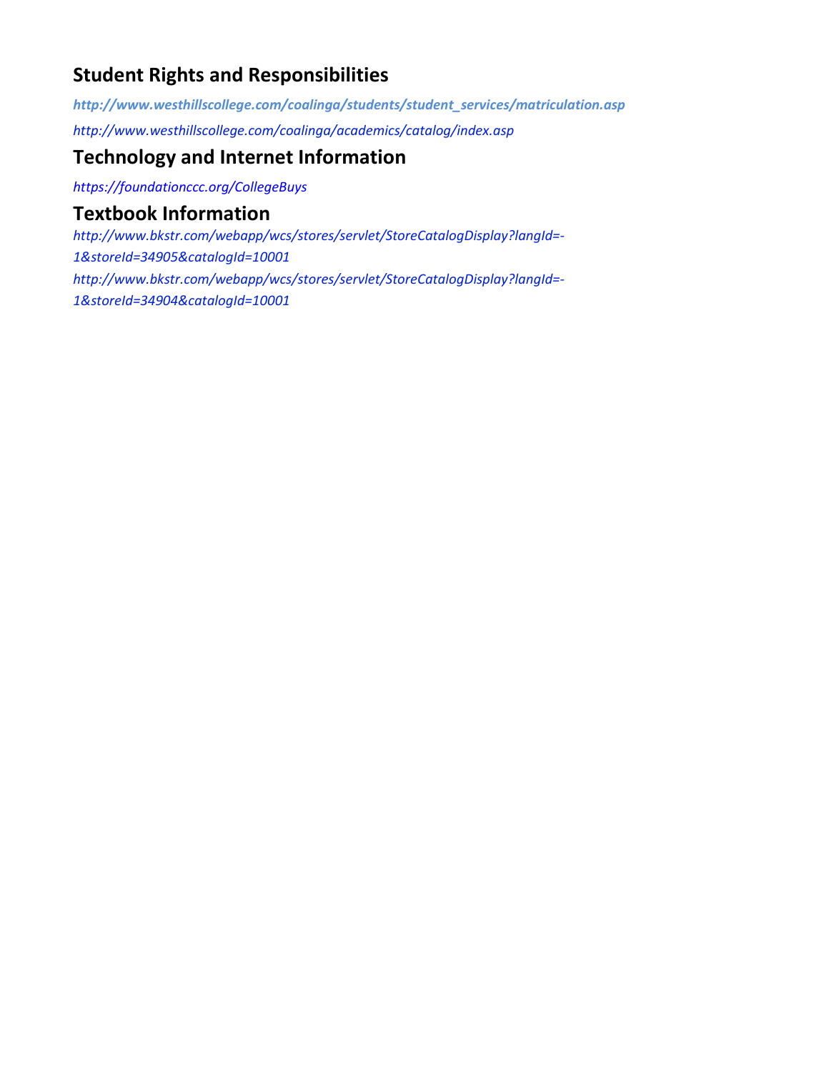## Student Rights and Responsibilities

***http://www.westhillscollege.com/coalinga/students/student_services/matriculation.asp***

*http://www.westhillscollege.com/coalinga/academics/catalog/index.asp*

## Technology and Internet Information

*https://foundationccc.org/CollegeBuys*

## Textbook Information

*http://www.bkstr.com/webapp/wcs/stores/servlet/StoreCatalogDisplay?langId=-1&storeId=34905&catalogId=10001*

*http://www.bkstr.com/webapp/wcs/stores/servlet/StoreCatalogDisplay?langId=-1&storeId=34904&catalogId=10001*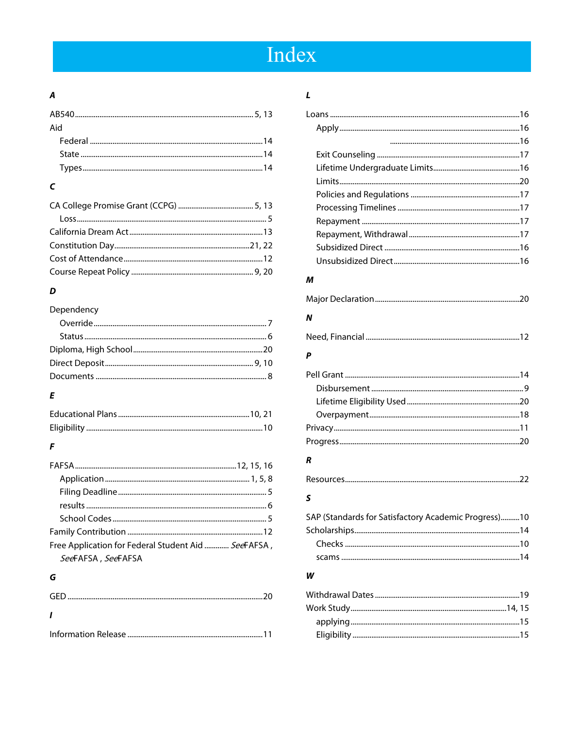# Index

### *A*

AB540 ..... 5, 13
Aid
- Federal ..... 14
- State ..... 14
- Types ..... 14

### *C*

CA College Promise Grant (CCPG) ..... 5, 13
- Loss ..... 5

California Dream Act ..... 13
Constitution Day ..... 21, 22
Cost of Attendance ..... 12
Course Repeat Policy ..... 9, 20

### *D*

Dependency
- Override ..... 7
- Status ..... 6

Diploma, High School ..... 20
Direct Deposit ..... 9, 10
Documents ..... 8

### *E*

Educational Plans ..... 10, 21
Eligibility ..... 10

### *F*

FAFSA ..... 12, 15, 16
- Application ..... 1, 5, 8
- Filing Deadline ..... 5
- results ..... 6
- School Codes ..... 5

Family Contribution ..... 12
Free Application for Federal Student Aid ..... *See*FAFSA , *See*FAFSA , *See*FAFSA

### *G*

GED ..... 20

### *I*

Information Release ..... 11

### *L*

Loans ..... 16
- Apply ..... 16
- ..... 16
- Exit Counseling ..... 17
- Lifetime Undergraduate Limits ..... 16
- Limits ..... 20
- Policies and Regulations ..... 17
- Processing Timelines ..... 17
- Repayment ..... 17
- Repayment, Withdrawal ..... 17
- Subsidized Direct ..... 16
- Unsubsidized Direct ..... 16

### *M*

Major Declaration ..... 20

### *N*

Need, Financial ..... 12

### *P*

Pell Grant ..... 14
- Disbursement ..... 9
- Lifetime Eligibility Used ..... 20
- Overpayment ..... 18

Privacy ..... 11
Progress ..... 20

### *R*

Resources ..... 22

### *S*

SAP (Standards for Satisfactory Academic Progress) ..... 10
Scholarships ..... 14
- Checks ..... 10
- scams ..... 14

### *W*

Withdrawal Dates ..... 19
Work Study ..... 14, 15
- applying ..... 15
- Eligibility ..... 15